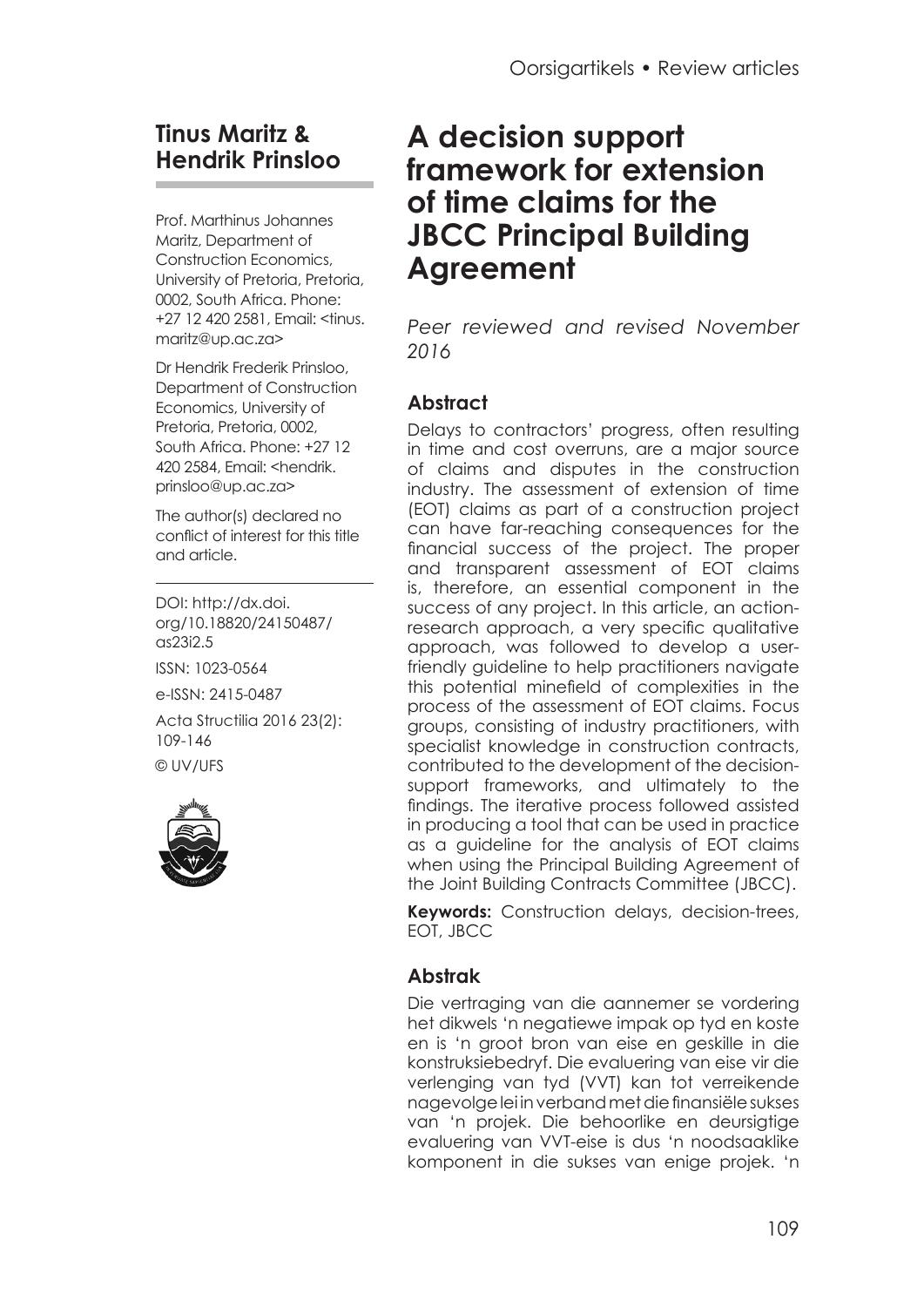Oorsigartikels • Review articles

**Tinus Maritz & Hendrik Prinsloo**

Prof. Marthinus Johannes Maritz, Department of Construction Economics, University of Pretoria, Pretoria, 0002, South Africa. Phone: +27 12 420 2581, Email: <tinus.maritz@up.ac.za>

Dr Hendrik Frederik Prinsloo, Department of Construction Economics, University of Pretoria, Pretoria, 0002, South Africa. Phone: +27 12 420 2584, Email: <hendrik.prinsloo@up.ac.za>

The author(s) declared no conflict of interest for this title and article.

DOI: http://dx.doi.org/10.18820/24150487/as23i2.5

ISSN: 1023-0564

e-ISSN: 2415-0487

Acta Structilia 2016 23(2): 109-146

© UV/UFS

# A decision support framework for extension of time claims for the JBCC Principal Building Agreement

*Peer reviewed and revised November 2016*

## Abstract

Delays to contractors' progress, often resulting in time and cost overruns, are a major source of claims and disputes in the construction industry. The assessment of extension of time (EOT) claims as part of a construction project can have far-reaching consequences for the financial success of the project. The proper and transparent assessment of EOT claims is, therefore, an essential component in the success of any project. In this article, an action-research approach, a very specific qualitative approach, was followed to develop a user-friendly guideline to help practitioners navigate this potential minefield of complexities in the process of the assessment of EOT claims. Focus groups, consisting of industry practitioners, with specialist knowledge in construction contracts, contributed to the development of the decision-support frameworks, and ultimately to the findings. The iterative process followed assisted in producing a tool that can be used in practice as a guideline for the analysis of EOT claims when using the Principal Building Agreement of the Joint Building Contracts Committee (JBCC).

**Keywords:** Construction delays, decision-trees, EOT, JBCC

## Abstrak

Die vertraging van die aannemer se vordering het dikwels 'n negatiewe impak op tyd en koste en is 'n groot bron van eise en geskille in die konstruksiebedryf. Die evaluering van eise vir die verlenging van tyd (VVT) kan tot verreikende nagevolge lei in verband met die finansiële sukses van 'n projek. Die behoorlike en deursigtige evaluering van VVT-eise is dus 'n noodsaaklike komponent in die sukses van enige projek. 'n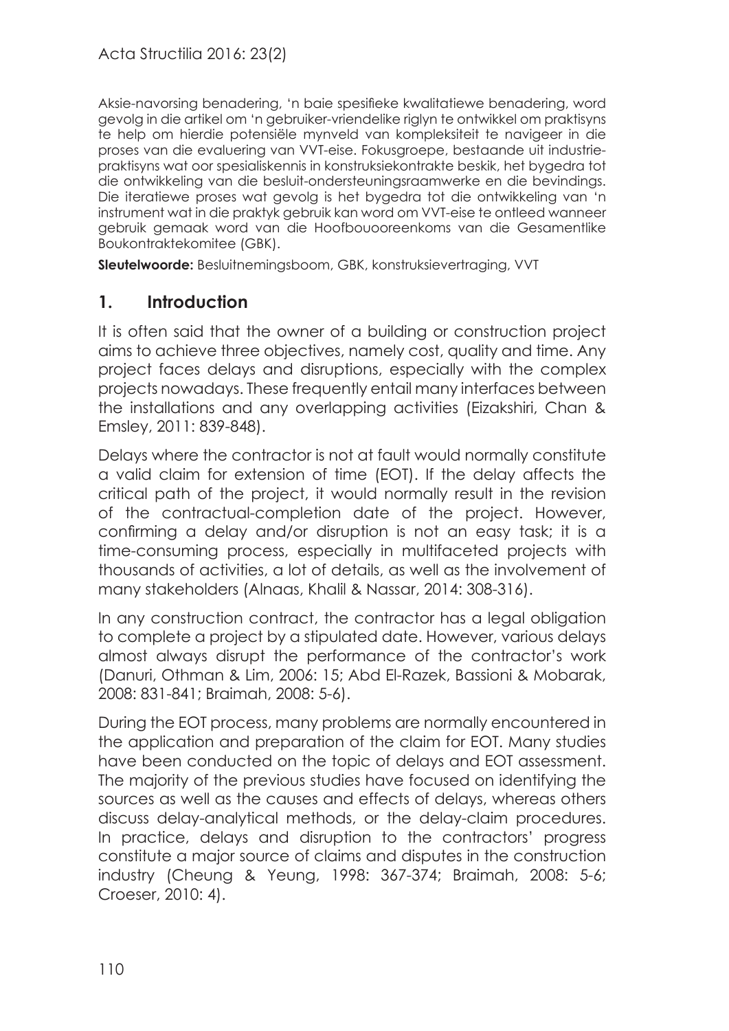Aksie-navorsing benadering, 'n baie spesifieke kwalitatiewe benadering, word gevolg in die artikel om 'n gebruiker-vriendelike riglyn te ontwikkel om praktisyns te help om hierdie potensiële mynveld van kompleksiteit te navigeer in die proses van die evaluering van VVT-eise. Fokusgroepe, bestaande uit industriepraktisyns wat oor spesialiskennis in konstruksiekontrakte beskik, het bygedra tot die ontwikkeling van die besluit-ondersteuningsraamwerke en die bevindings. Die iteratiewe proses wat gevolg is het bygedra tot die ontwikkeling van 'n instrument wat in die praktyk gebruik kan word om VVT-eise te ontleed wanneer gebruik gemaak word van die Hoofbouooreenkoms van die Gesamentlike Boukontraktekomitee (GBK).

**Sleutelwoorde:** Besluitnemingsboom, GBK, konstruksievertraging, VVT

## 1. Introduction

It is often said that the owner of a building or construction project aims to achieve three objectives, namely cost, quality and time. Any project faces delays and disruptions, especially with the complex projects nowadays. These frequently entail many interfaces between the installations and any overlapping activities (Eizakshiri, Chan & Emsley, 2011: 839-848).

Delays where the contractor is not at fault would normally constitute a valid claim for extension of time (EOT). If the delay affects the critical path of the project, it would normally result in the revision of the contractual-completion date of the project. However, confirming a delay and/or disruption is not an easy task; it is a time-consuming process, especially in multifaceted projects with thousands of activities, a lot of details, as well as the involvement of many stakeholders (Alnaas, Khalil & Nassar, 2014: 308-316).

In any construction contract, the contractor has a legal obligation to complete a project by a stipulated date. However, various delays almost always disrupt the performance of the contractor's work (Danuri, Othman & Lim, 2006: 15; Abd El-Razek, Bassioni & Mobarak, 2008: 831-841; Braimah, 2008: 5-6).

During the EOT process, many problems are normally encountered in the application and preparation of the claim for EOT. Many studies have been conducted on the topic of delays and EOT assessment. The majority of the previous studies have focused on identifying the sources as well as the causes and effects of delays, whereas others discuss delay-analytical methods, or the delay-claim procedures. In practice, delays and disruption to the contractors' progress constitute a major source of claims and disputes in the construction industry (Cheung & Yeung, 1998: 367-374; Braimah, 2008: 5-6; Croeser, 2010: 4).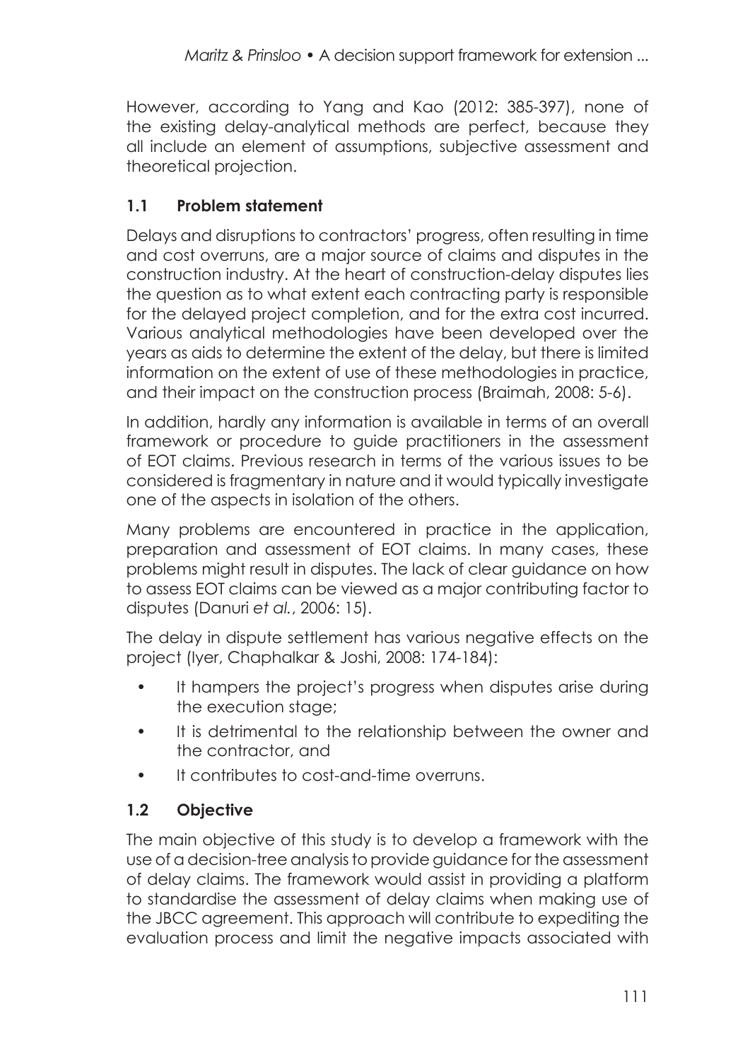However, according to Yang and Kao (2012: 385-397), none of the existing delay-analytical methods are perfect, because they all include an element of assumptions, subjective assessment and theoretical projection.

### 1.1 Problem statement

Delays and disruptions to contractors' progress, often resulting in time and cost overruns, are a major source of claims and disputes in the construction industry. At the heart of construction-delay disputes lies the question as to what extent each contracting party is responsible for the delayed project completion, and for the extra cost incurred. Various analytical methodologies have been developed over the years as aids to determine the extent of the delay, but there is limited information on the extent of use of these methodologies in practice, and their impact on the construction process (Braimah, 2008: 5-6).

In addition, hardly any information is available in terms of an overall framework or procedure to guide practitioners in the assessment of EOT claims. Previous research in terms of the various issues to be considered is fragmentary in nature and it would typically investigate one of the aspects in isolation of the others.

Many problems are encountered in practice in the application, preparation and assessment of EOT claims. In many cases, these problems might result in disputes. The lack of clear guidance on how to assess EOT claims can be viewed as a major contributing factor to disputes (Danuri *et al.*, 2006: 15).

The delay in dispute settlement has various negative effects on the project (Iyer, Chaphalkar & Joshi, 2008: 174-184):

- It hampers the project's progress when disputes arise during the execution stage;
- It is detrimental to the relationship between the owner and the contractor, and
- It contributes to cost-and-time overruns.

### 1.2 Objective

The main objective of this study is to develop a framework with the use of a decision-tree analysis to provide guidance for the assessment of delay claims. The framework would assist in providing a platform to standardise the assessment of delay claims when making use of the JBCC agreement. This approach will contribute to expediting the evaluation process and limit the negative impacts associated with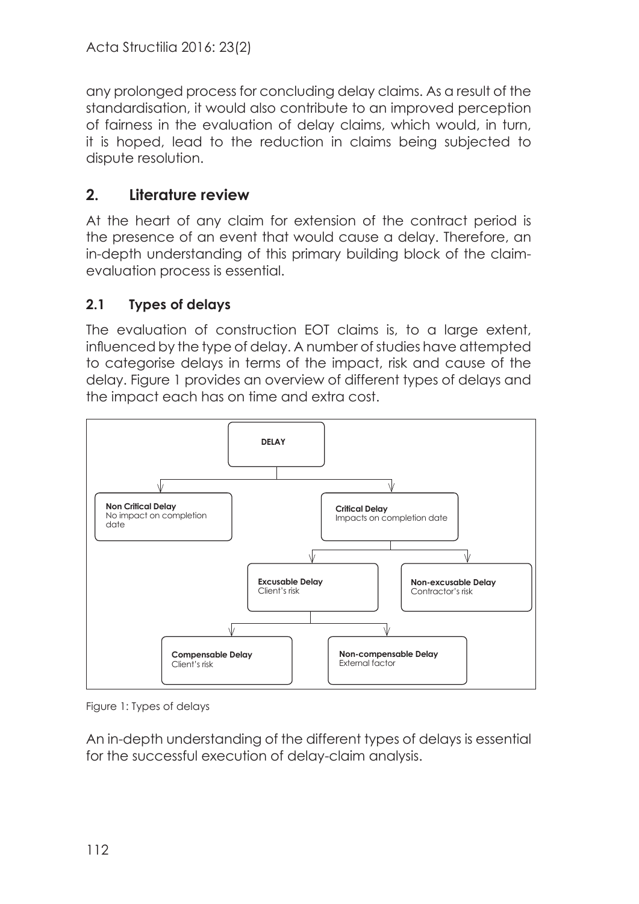any prolonged process for concluding delay claims. As a result of the standardisation, it would also contribute to an improved perception of fairness in the evaluation of delay claims, which would, in turn, it is hoped, lead to the reduction in claims being subjected to dispute resolution.

## 2. Literature review

At the heart of any claim for extension of the contract period is the presence of an event that would cause a delay. Therefore, an in-depth understanding of this primary building block of the claim-evaluation process is essential.

### 2.1 Types of delays

The evaluation of construction EOT claims is, to a large extent, influenced by the type of delay. A number of studies have attempted to categorise delays in terms of the impact, risk and cause of the delay. Figure 1 provides an overview of different types of delays and the impact each has on time and extra cost.

- **DELAY**
  - **Non Critical Delay** – No impact on completion date
  - **Critical Delay** – Impacts on completion date
    - **Excusable Delay** – Client's risk
      - **Compensable Delay** – Client's risk
      - **Non-compensable Delay** – External factor
    - **Non-excusable Delay** – Contractor's risk

Figure 1: Types of delays

An in-depth understanding of the different types of delays is essential for the successful execution of delay-claim analysis.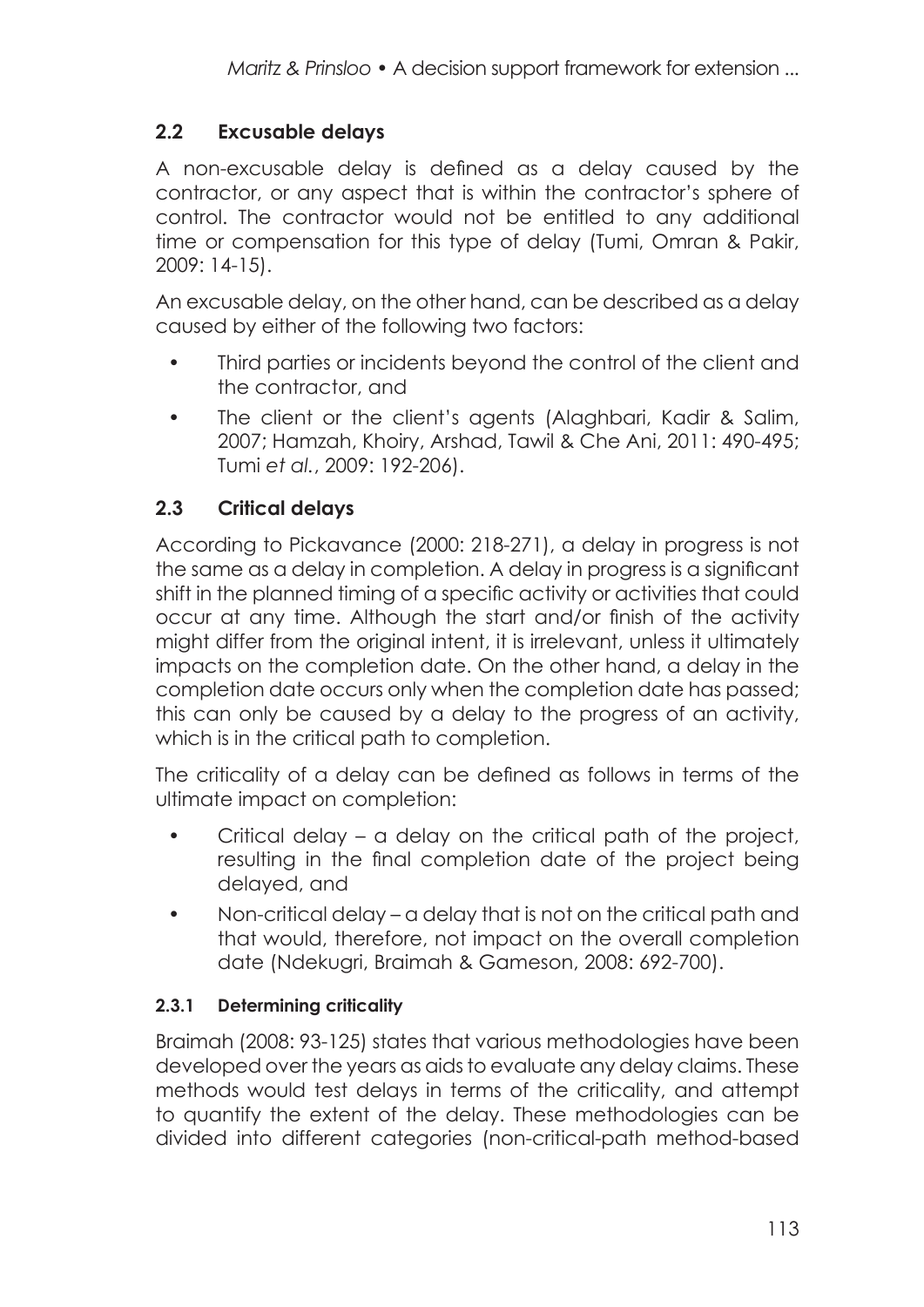## 2.2 Excusable delays

A non-excusable delay is defined as a delay caused by the contractor, or any aspect that is within the contractor's sphere of control. The contractor would not be entitled to any additional time or compensation for this type of delay (Tumi, Omran & Pakir, 2009: 14-15).

An excusable delay, on the other hand, can be described as a delay caused by either of the following two factors:

- Third parties or incidents beyond the control of the client and the contractor, and
- The client or the client's agents (Alaghbari, Kadir & Salim, 2007; Hamzah, Khoiry, Arshad, Tawil & Che Ani, 2011: 490-495; Tumi *et al.*, 2009: 192-206).

## 2.3 Critical delays

According to Pickavance (2000: 218-271), a delay in progress is not the same as a delay in completion. A delay in progress is a significant shift in the planned timing of a specific activity or activities that could occur at any time. Although the start and/or finish of the activity might differ from the original intent, it is irrelevant, unless it ultimately impacts on the completion date. On the other hand, a delay in the completion date occurs only when the completion date has passed; this can only be caused by a delay to the progress of an activity, which is in the critical path to completion.

The criticality of a delay can be defined as follows in terms of the ultimate impact on completion:

- Critical delay – a delay on the critical path of the project, resulting in the final completion date of the project being delayed, and
- Non-critical delay – a delay that is not on the critical path and that would, therefore, not impact on the overall completion date (Ndekugri, Braimah & Gameson, 2008: 692-700).

### 2.3.1 Determining criticality

Braimah (2008: 93-125) states that various methodologies have been developed over the years as aids to evaluate any delay claims. These methods would test delays in terms of the criticality, and attempt to quantify the extent of the delay. These methodologies can be divided into different categories (non-critical-path method-based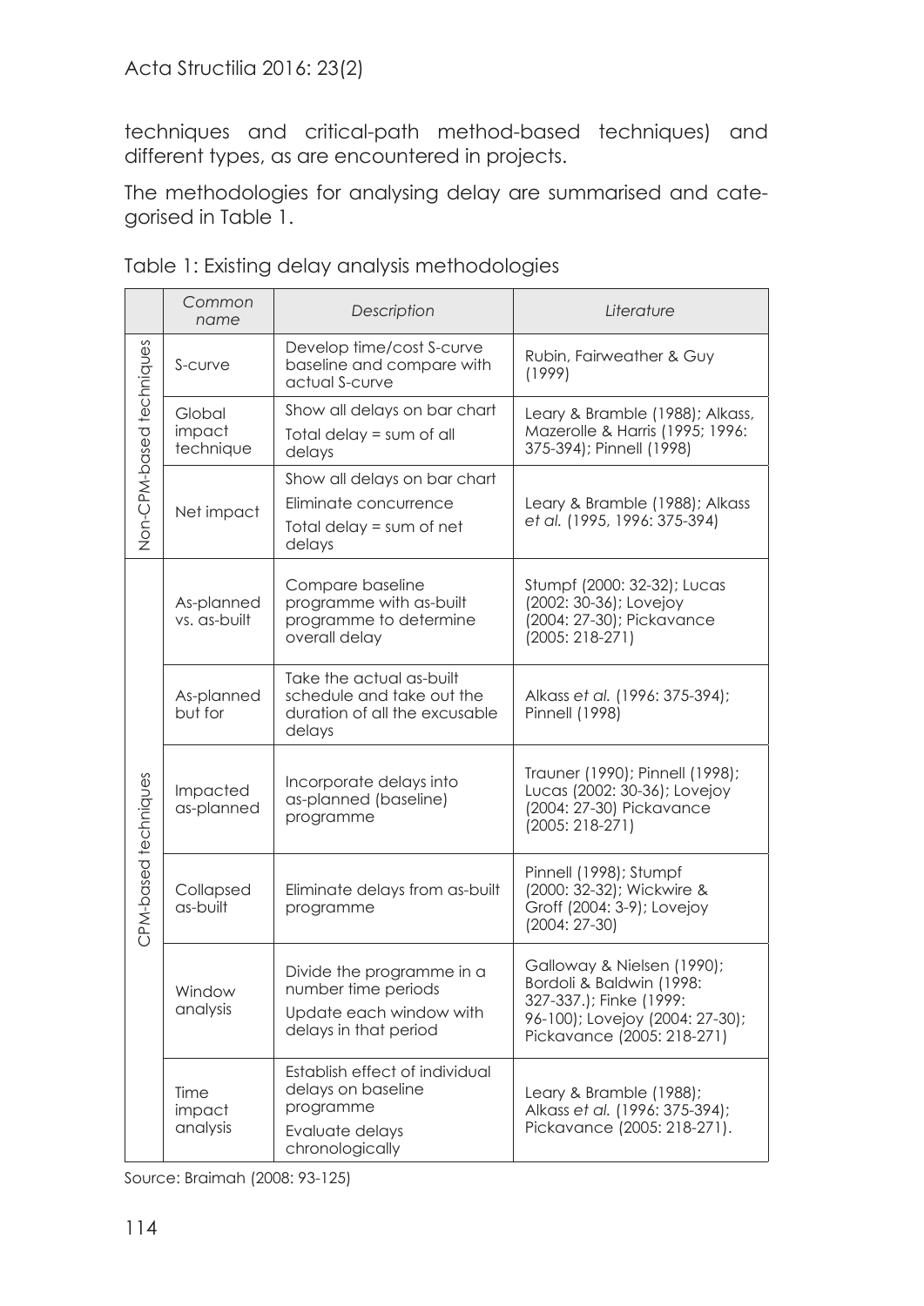techniques and critical-path method-based techniques) and different types, as are encountered in projects.

The methodologies for analysing delay are summarised and categorised in Table 1.

Table 1: Existing delay analysis methodologies

| | *Common name* | *Description* | *Literature* |
|---|---|---|---|
| Non-CPM-based techniques | S-curve | Develop time/cost S-curve baseline and compare with actual S-curve | Rubin, Fairweather & Guy (1999) |
| | Global impact technique | Show all delays on bar chart<br>Total delay = sum of all delays | Leary & Bramble (1988); Alkass, Mazerolle & Harris (1995; 1996: 375-394); Pinnell (1998) |
| | Net impact | Show all delays on bar chart<br>Eliminate concurrence<br>Total delay = sum of net delays | Leary & Bramble (1988); Alkass *et al.* (1995, 1996: 375-394) |
| CPM-based techniques | As-planned vs. as-built | Compare baseline programme with as-built programme to determine overall delay | Stumpf (2000: 32-32); Lucas (2002: 30-36); Lovejoy (2004: 27-30); Pickavance (2005: 218-271) |
| | As-planned but for | Take the actual as-built schedule and take out the duration of all the excusable delays | Alkass *et al.* (1996: 375-394); Pinnell (1998) |
| | Impacted as-planned | Incorporate delays into as-planned (baseline) programme | Trauner (1990); Pinnell (1998); Lucas (2002: 30-36); Lovejoy (2004: 27-30) Pickavance (2005: 218-271) |
| | Collapsed as-built | Eliminate delays from as-built programme | Pinnell (1998); Stumpf (2000: 32-32); Wickwire & Groff (2004: 3-9); Lovejoy (2004: 27-30) |
| | Window analysis | Divide the programme in a number time periods<br>Update each window with delays in that period | Galloway & Nielsen (1990); Bordoli & Baldwin (1998: 327-337.); Finke (1999: 96-100); Lovejoy (2004: 27-30); Pickavance (2005: 218-271) |
| | Time impact analysis | Establish effect of individual delays on baseline programme<br>Evaluate delays chronologically | Leary & Bramble (1988); Alkass *et al.* (1996: 375-394); Pickavance (2005: 218-271). |

Source: Braimah (2008: 93-125)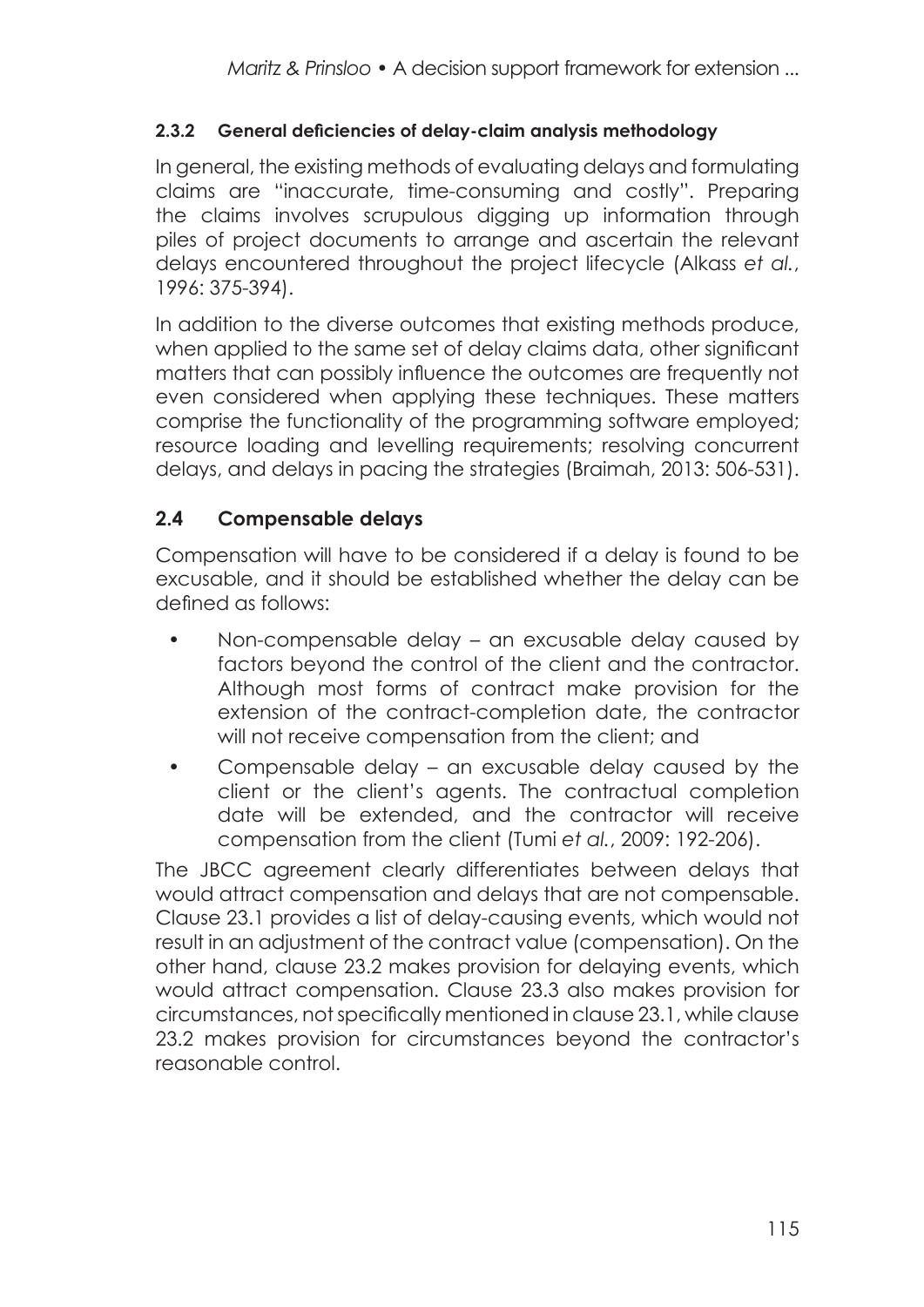### 2.3.2 General deficiencies of delay-claim analysis methodology

In general, the existing methods of evaluating delays and formulating claims are "inaccurate, time-consuming and costly". Preparing the claims involves scrupulous digging up information through piles of project documents to arrange and ascertain the relevant delays encountered throughout the project lifecycle (Alkass *et al.*, 1996: 375-394).

In addition to the diverse outcomes that existing methods produce, when applied to the same set of delay claims data, other significant matters that can possibly influence the outcomes are frequently not even considered when applying these techniques. These matters comprise the functionality of the programming software employed; resource loading and levelling requirements; resolving concurrent delays, and delays in pacing the strategies (Braimah, 2013: 506-531).

## 2.4 Compensable delays

Compensation will have to be considered if a delay is found to be excusable, and it should be established whether the delay can be defined as follows:

- Non-compensable delay – an excusable delay caused by factors beyond the control of the client and the contractor. Although most forms of contract make provision for the extension of the contract-completion date, the contractor will not receive compensation from the client; and
- Compensable delay – an excusable delay caused by the client or the client's agents. The contractual completion date will be extended, and the contractor will receive compensation from the client (Tumi *et al.*, 2009: 192-206).

The JBCC agreement clearly differentiates between delays that would attract compensation and delays that are not compensable. Clause 23.1 provides a list of delay-causing events, which would not result in an adjustment of the contract value (compensation). On the other hand, clause 23.2 makes provision for delaying events, which would attract compensation. Clause 23.3 also makes provision for circumstances, not specifically mentioned in clause 23.1, while clause 23.2 makes provision for circumstances beyond the contractor's reasonable control.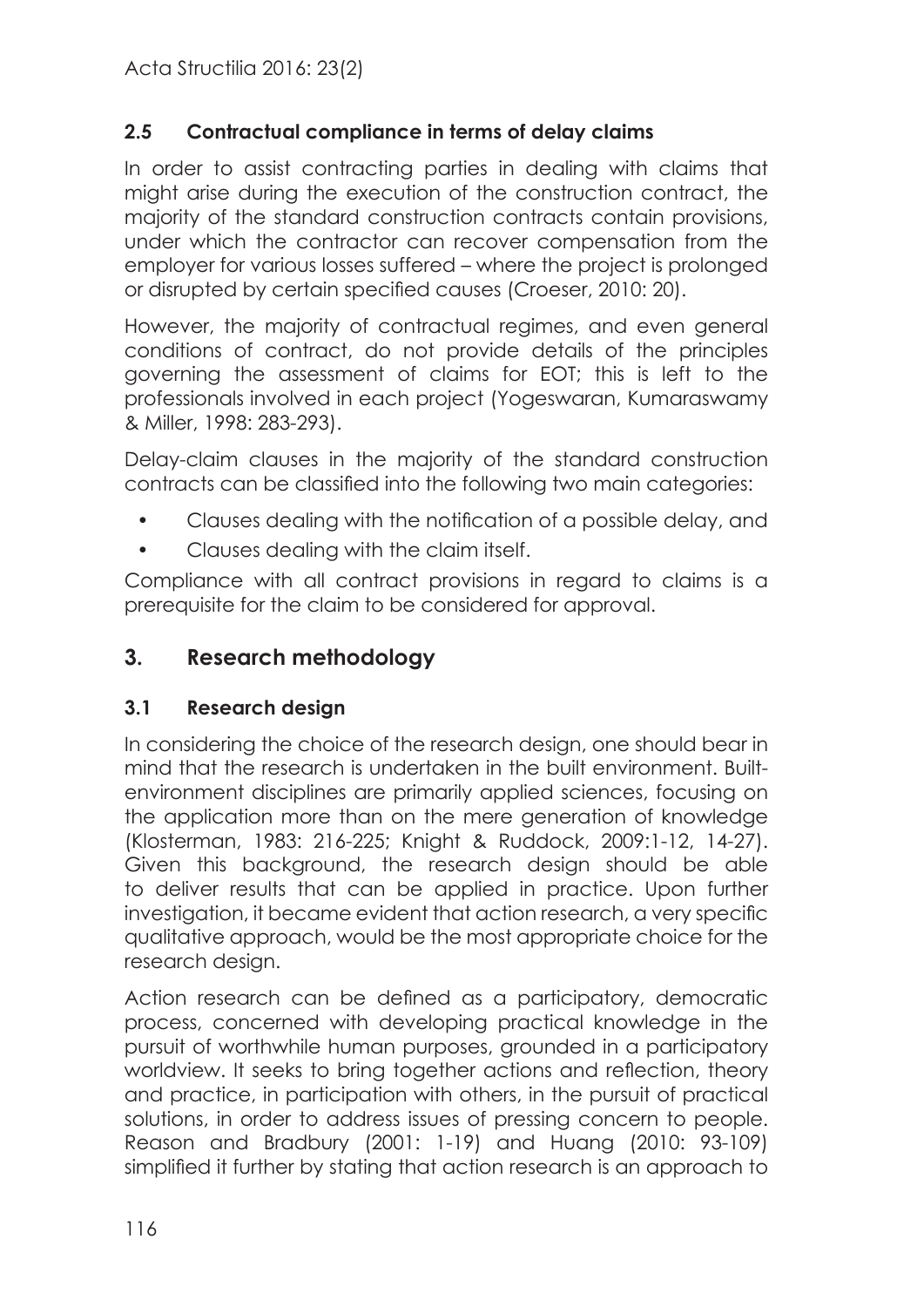### 2.5 Contractual compliance in terms of delay claims

In order to assist contracting parties in dealing with claims that might arise during the execution of the construction contract, the majority of the standard construction contracts contain provisions, under which the contractor can recover compensation from the employer for various losses suffered – where the project is prolonged or disrupted by certain specified causes (Croeser, 2010: 20).

However, the majority of contractual regimes, and even general conditions of contract, do not provide details of the principles governing the assessment of claims for EOT; this is left to the professionals involved in each project (Yogeswaran, Kumaraswamy & Miller, 1998: 283-293).

Delay-claim clauses in the majority of the standard construction contracts can be classified into the following two main categories:

- Clauses dealing with the notification of a possible delay, and
- Clauses dealing with the claim itself.

Compliance with all contract provisions in regard to claims is a prerequisite for the claim to be considered for approval.

## 3. Research methodology

### 3.1 Research design

In considering the choice of the research design, one should bear in mind that the research is undertaken in the built environment. Built-environment disciplines are primarily applied sciences, focusing on the application more than on the mere generation of knowledge (Klosterman, 1983: 216-225; Knight & Ruddock, 2009:1-12, 14-27). Given this background, the research design should be able to deliver results that can be applied in practice. Upon further investigation, it became evident that action research, a very specific qualitative approach, would be the most appropriate choice for the research design.

Action research can be defined as a participatory, democratic process, concerned with developing practical knowledge in the pursuit of worthwhile human purposes, grounded in a participatory worldview. It seeks to bring together actions and reflection, theory and practice, in participation with others, in the pursuit of practical solutions, in order to address issues of pressing concern to people. Reason and Bradbury (2001: 1-19) and Huang (2010: 93-109) simplified it further by stating that action research is an approach to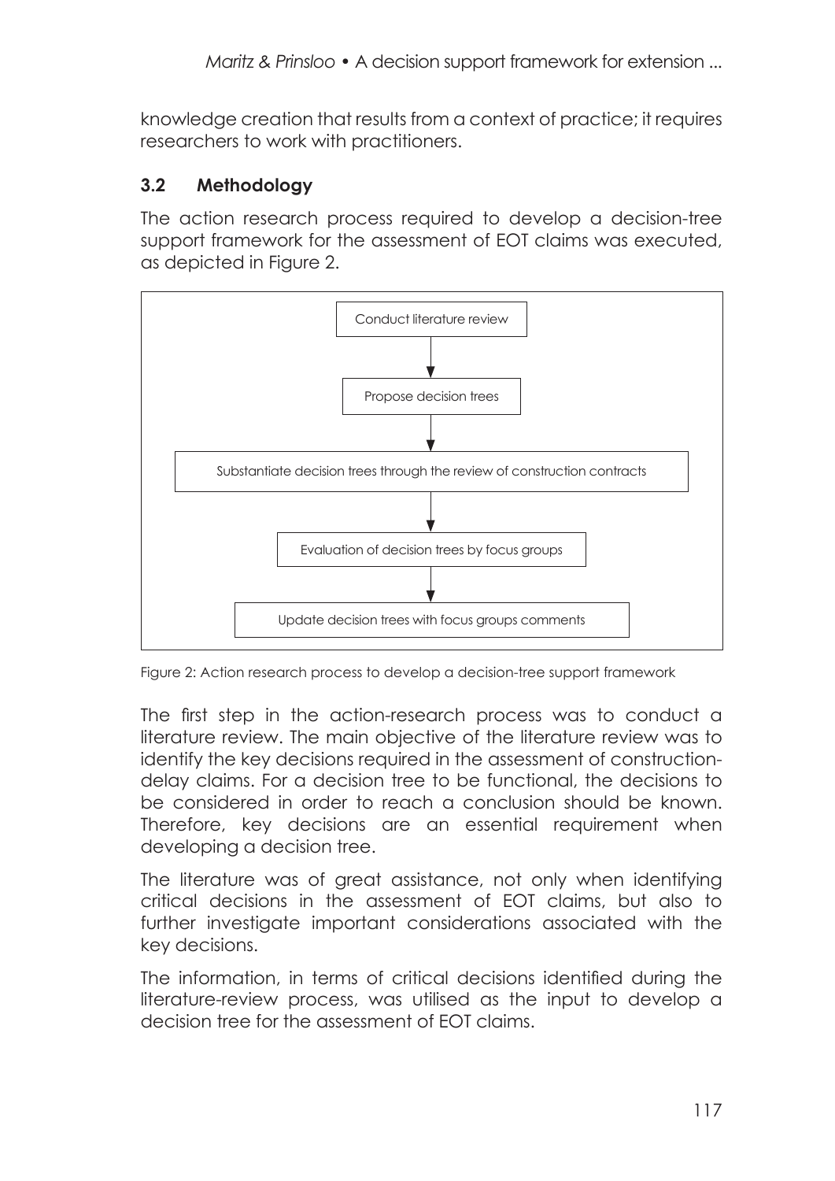knowledge creation that results from a context of practice; it requires researchers to work with practitioners.

### 3.2 Methodology

The action research process required to develop a decision-tree support framework for the assessment of EOT claims was executed, as depicted in Figure 2.

```
Conduct literature review
        ↓
Propose decision trees
        ↓
Substantiate decision trees through the review of construction contracts
        ↓
Evaluation of decision trees by focus groups
        ↓
Update decision trees with focus groups comments
```

Figure 2: Action research process to develop a decision-tree support framework

The first step in the action-research process was to conduct a literature review. The main objective of the literature review was to identify the key decisions required in the assessment of construction-delay claims. For a decision tree to be functional, the decisions to be considered in order to reach a conclusion should be known. Therefore, key decisions are an essential requirement when developing a decision tree.

The literature was of great assistance, not only when identifying critical decisions in the assessment of EOT claims, but also to further investigate important considerations associated with the key decisions.

The information, in terms of critical decisions identified during the literature-review process, was utilised as the input to develop a decision tree for the assessment of EOT claims.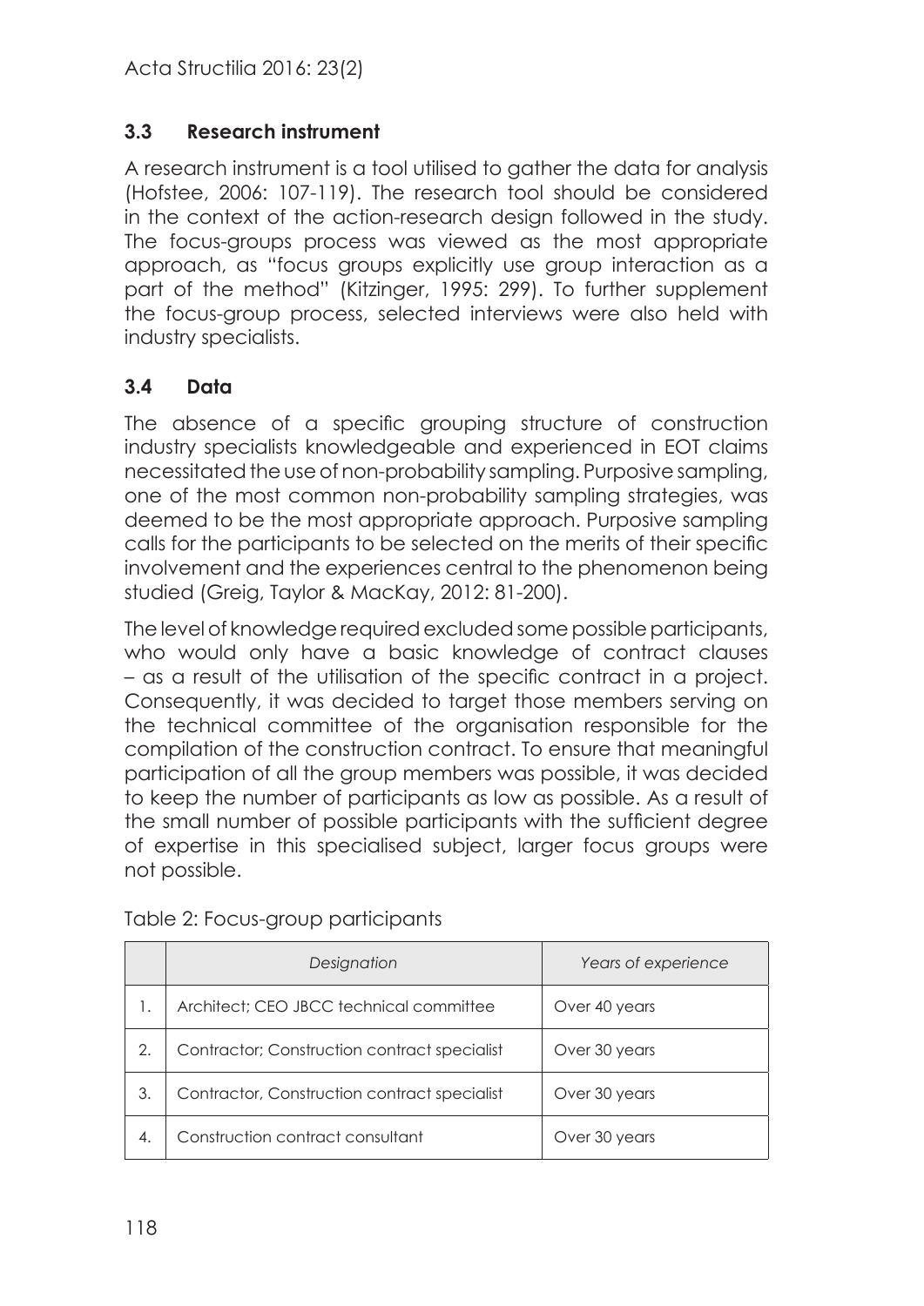### 3.3 Research instrument

A research instrument is a tool utilised to gather the data for analysis (Hofstee, 2006: 107-119). The research tool should be considered in the context of the action-research design followed in the study. The focus-groups process was viewed as the most appropriate approach, as "focus groups explicitly use group interaction as a part of the method" (Kitzinger, 1995: 299). To further supplement the focus-group process, selected interviews were also held with industry specialists.

### 3.4 Data

The absence of a specific grouping structure of construction industry specialists knowledgeable and experienced in EOT claims necessitated the use of non-probability sampling. Purposive sampling, one of the most common non-probability sampling strategies, was deemed to be the most appropriate approach. Purposive sampling calls for the participants to be selected on the merits of their specific involvement and the experiences central to the phenomenon being studied (Greig, Taylor & MacKay, 2012: 81-200).

The level of knowledge required excluded some possible participants, who would only have a basic knowledge of contract clauses – as a result of the utilisation of the specific contract in a project. Consequently, it was decided to target those members serving on the technical committee of the organisation responsible for the compilation of the construction contract. To ensure that meaningful participation of all the group members was possible, it was decided to keep the number of participants as low as possible. As a result of the small number of possible participants with the sufficient degree of expertise in this specialised subject, larger focus groups were not possible.

Table 2: Focus-group participants

| | *Designation* | *Years of experience* |
|---|---|---|
| 1. | Architect; CEO JBCC technical committee | Over 40 years |
| 2. | Contractor; Construction contract specialist | Over 30 years |
| 3. | Contractor, Construction contract specialist | Over 30 years |
| 4. | Construction contract consultant | Over 30 years |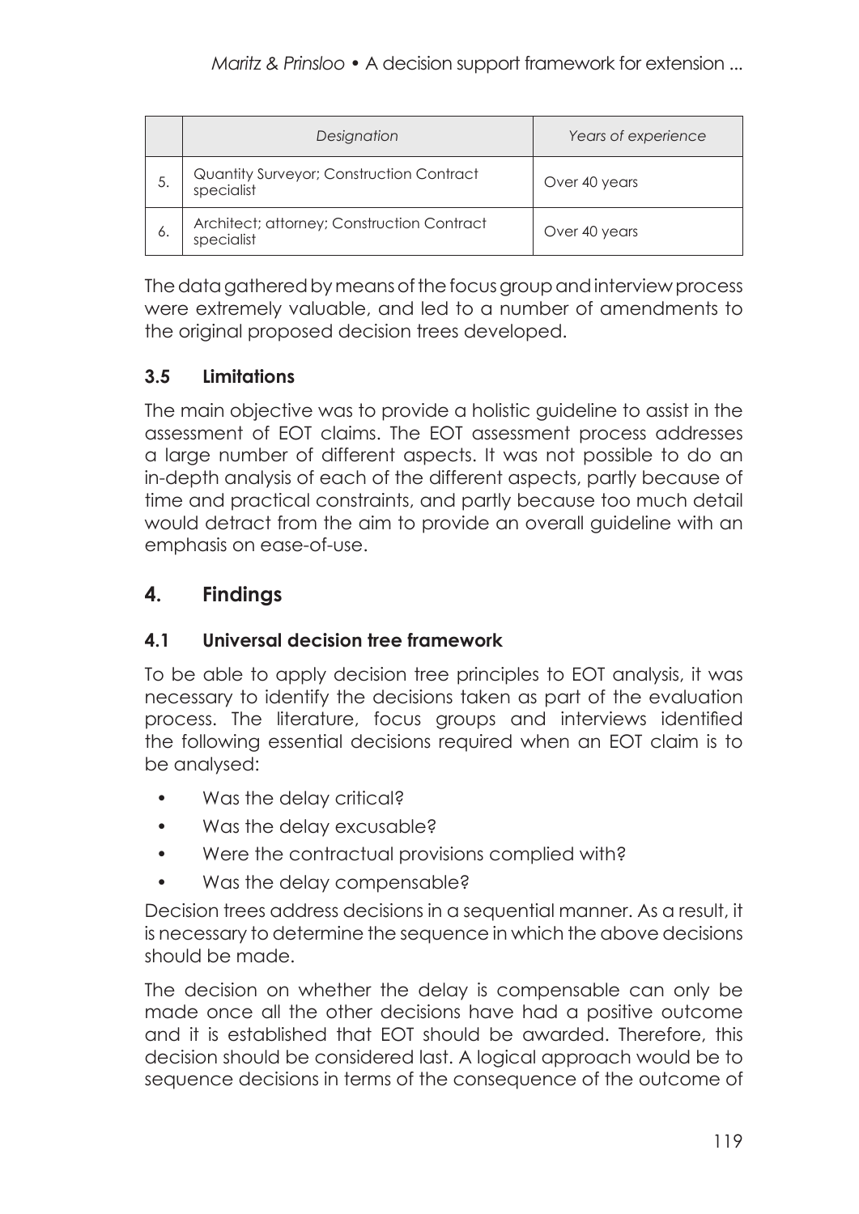|  | Designation | Years of experience |
|---|---|---|
| 5. | Quantity Surveyor; Construction Contract specialist | Over 40 years |
| 6. | Architect; attorney; Construction Contract specialist | Over 40 years |

The data gathered by means of the focus group and interview process were extremely valuable, and led to a number of amendments to the original proposed decision trees developed.

### 3.5 Limitations

The main objective was to provide a holistic guideline to assist in the assessment of EOT claims. The EOT assessment process addresses a large number of different aspects. It was not possible to do an in-depth analysis of each of the different aspects, partly because of time and practical constraints, and partly because too much detail would detract from the aim to provide an overall guideline with an emphasis on ease-of-use.

## 4. Findings

### 4.1 Universal decision tree framework

To be able to apply decision tree principles to EOT analysis, it was necessary to identify the decisions taken as part of the evaluation process. The literature, focus groups and interviews identified the following essential decisions required when an EOT claim is to be analysed:

- Was the delay critical?
- Was the delay excusable?
- Were the contractual provisions complied with?
- Was the delay compensable?

Decision trees address decisions in a sequential manner. As a result, it is necessary to determine the sequence in which the above decisions should be made.

The decision on whether the delay is compensable can only be made once all the other decisions have had a positive outcome and it is established that EOT should be awarded. Therefore, this decision should be considered last. A logical approach would be to sequence decisions in terms of the consequence of the outcome of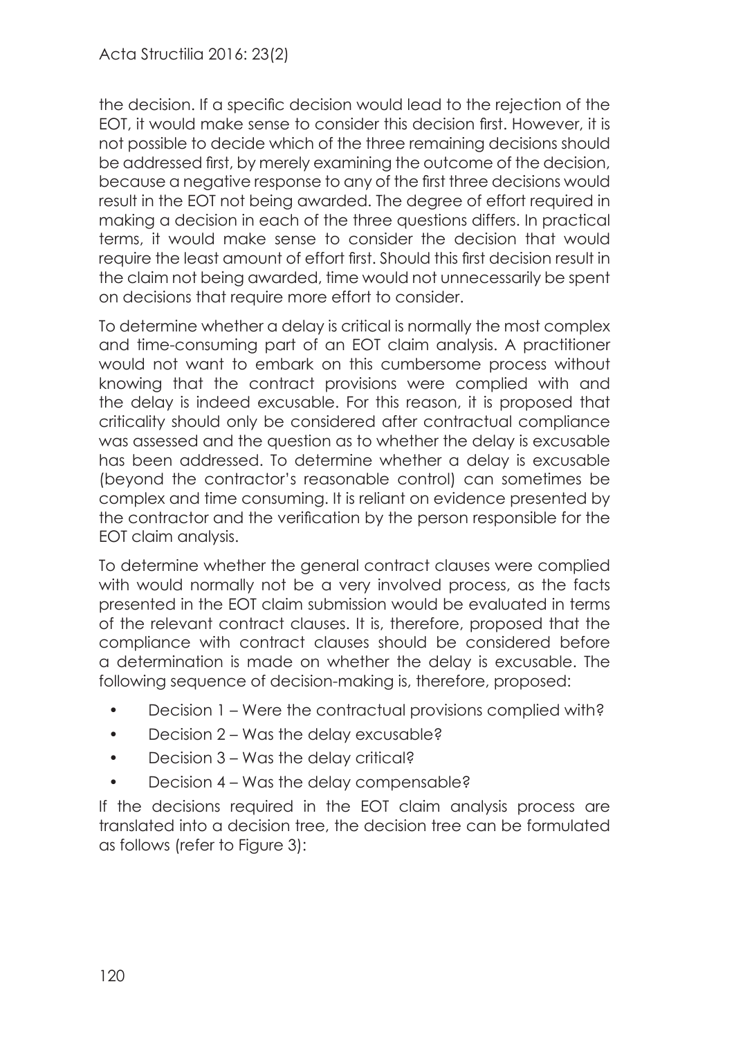the decision. If a specific decision would lead to the rejection of the EOT, it would make sense to consider this decision first. However, it is not possible to decide which of the three remaining decisions should be addressed first, by merely examining the outcome of the decision, because a negative response to any of the first three decisions would result in the EOT not being awarded. The degree of effort required in making a decision in each of the three questions differs. In practical terms, it would make sense to consider the decision that would require the least amount of effort first. Should this first decision result in the claim not being awarded, time would not unnecessarily be spent on decisions that require more effort to consider.

To determine whether a delay is critical is normally the most complex and time-consuming part of an EOT claim analysis. A practitioner would not want to embark on this cumbersome process without knowing that the contract provisions were complied with and the delay is indeed excusable. For this reason, it is proposed that criticality should only be considered after contractual compliance was assessed and the question as to whether the delay is excusable has been addressed. To determine whether a delay is excusable (beyond the contractor's reasonable control) can sometimes be complex and time consuming. It is reliant on evidence presented by the contractor and the verification by the person responsible for the EOT claim analysis.

To determine whether the general contract clauses were complied with would normally not be a very involved process, as the facts presented in the EOT claim submission would be evaluated in terms of the relevant contract clauses. It is, therefore, proposed that the compliance with contract clauses should be considered before a determination is made on whether the delay is excusable. The following sequence of decision-making is, therefore, proposed:

- Decision 1 – Were the contractual provisions complied with?
- Decision 2 – Was the delay excusable?
- Decision 3 – Was the delay critical?
- Decision 4 – Was the delay compensable?

If the decisions required in the EOT claim analysis process are translated into a decision tree, the decision tree can be formulated as follows (refer to Figure 3):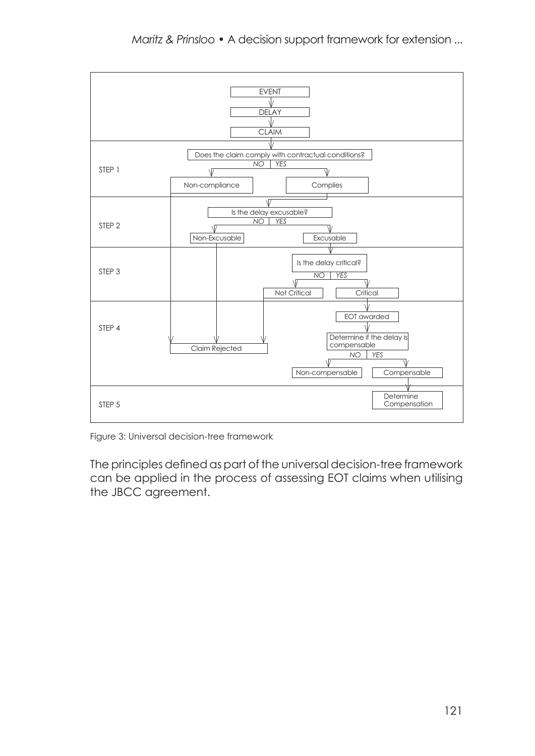EVENT

DELAY

CLAIM

| | |
|---|---|
| STEP 1 | Does the claim comply with contractual conditions? *NO* → Non-compliance; *YES* → Complies |
| STEP 2 | Is the delay excusable? *NO* → Non-Excusable; *YES* → Excusable |
| STEP 3 | Is the delay critical? *NO* → Not Critical; *YES* → Critical |
| STEP 4 | Non-compliance, Non-Excusable, Not Critical → Claim Rejected; Critical → EOT awarded → Determine if the delay is compensable: *NO* → Non-compensable; *YES* → Compensable |
| STEP 5 | Compensable → Determine Compensation |

Figure 3: Universal decision-tree framework

The principles defined as part of the universal decision-tree framework can be applied in the process of assessing EOT claims when utilising the JBCC agreement.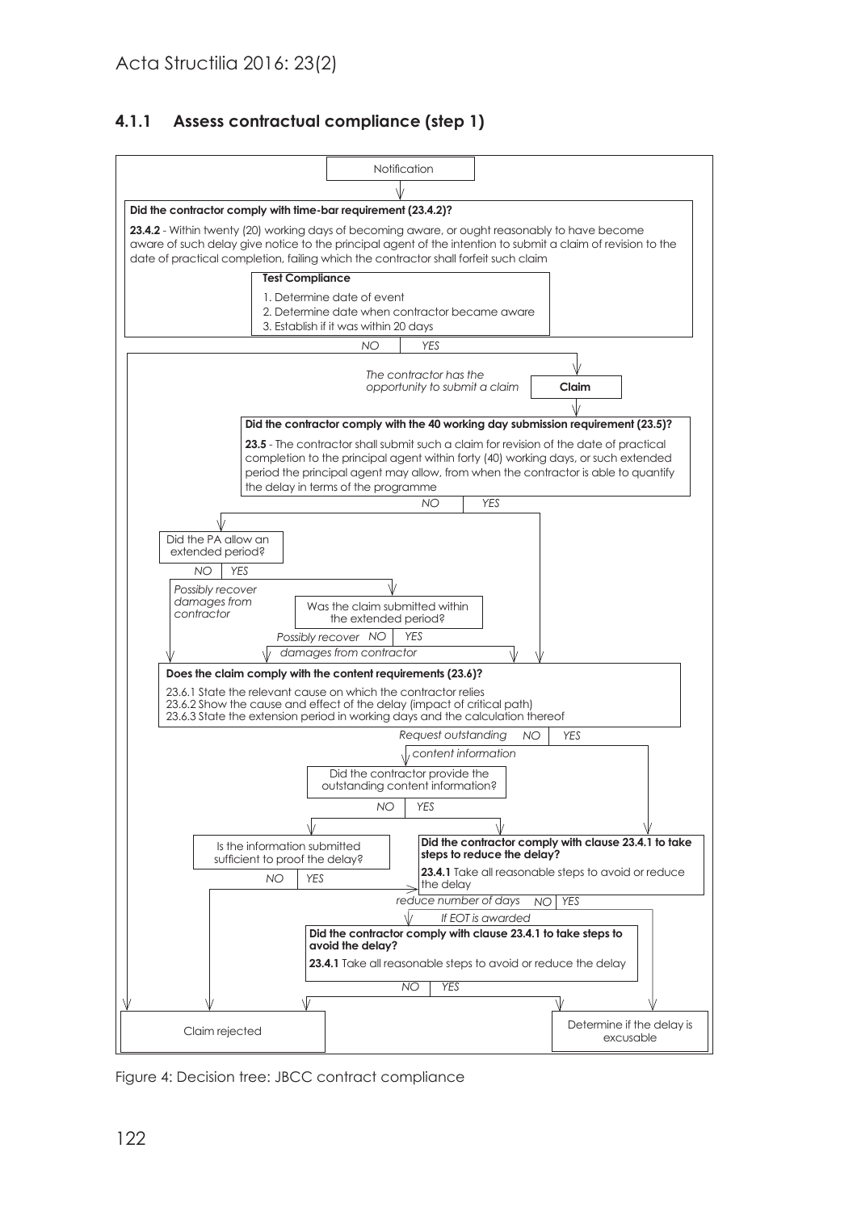### 4.1.1 Assess contractual compliance (step 1)

Notification

**Did the contractor comply with time-bar requirement (23.4.2)?**

**23.4.2** - Within twenty (20) working days of becoming aware, or ought reasonably to have become aware of such delay give notice to the principal agent of the intention to submit a claim of revision to the date of practical completion, failing which the contractor shall forfeit such claim

**Test Compliance**

1. Determine date of event
2. Determine date when contractor became aware
3. Establish if it was within 20 days

*NO* | *YES*

*The contractor has the opportunity to submit a claim*

**Claim**

**Did the contractor comply with the 40 working day submission requirement (23.5)?**

**23.5** - The contractor shall submit such a claim for revision of the date of practical completion to the principal agent within forty (40) working days, or such extended period the principal agent may allow, from when the contractor is able to quantify the delay in terms of the programme

*NO* | *YES*

Did the PA allow an extended period?

*NO* | *YES*

*Possibly recover damages from contractor*

Was the claim submitted within the extended period?

*Possibly recover* *NO* | *YES*
*damages from contractor*

**Does the claim comply with the content requirements (23.6)?**

23.6.1 State the relevant cause on which the contractor relies
23.6.2 Show the cause and effect of the delay (impact of critical path)
23.6.3 State the extension period in working days and the calculation thereof

*Request outstanding* *NO* | *YES*
*content information*

Did the contractor provide the outstanding content information?

*NO* | *YES*

Is the information submitted sufficient to proof the delay?

*NO* | *YES*

**Did the contractor comply with clause 23.4.1 to take steps to reduce the delay?**

**23.4.1** Take all reasonable steps to avoid or reduce the delay

*reduce number of days* *NO* | *YES*

*If EOT is awarded*

**Did the contractor comply with clause 23.4.1 to take steps to avoid the delay?**

**23.4.1** Take all reasonable steps to avoid or reduce the delay

*NO* | *YES*

Claim rejected

Determine if the delay is excusable

Figure 4: Decision tree: JBCC contract compliance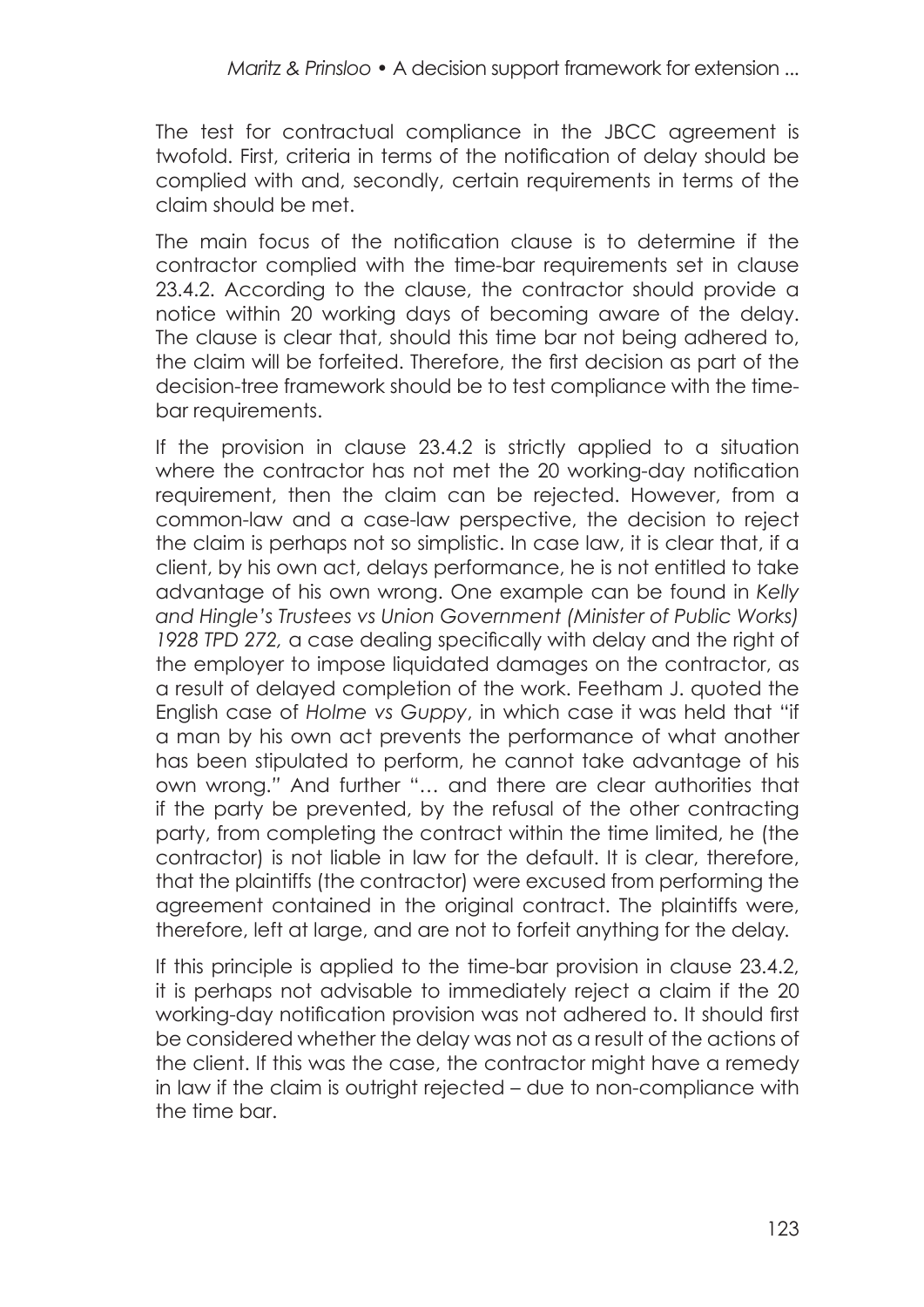The test for contractual compliance in the JBCC agreement is twofold. First, criteria in terms of the notification of delay should be complied with and, secondly, certain requirements in terms of the claim should be met.

The main focus of the notification clause is to determine if the contractor complied with the time-bar requirements set in clause 23.4.2. According to the clause, the contractor should provide a notice within 20 working days of becoming aware of the delay. The clause is clear that, should this time bar not being adhered to, the claim will be forfeited. Therefore, the first decision as part of the decision-tree framework should be to test compliance with the time-bar requirements.

If the provision in clause 23.4.2 is strictly applied to a situation where the contractor has not met the 20 working-day notification requirement, then the claim can be rejected. However, from a common-law and a case-law perspective, the decision to reject the claim is perhaps not so simplistic. In case law, it is clear that, if a client, by his own act, delays performance, he is not entitled to take advantage of his own wrong. One example can be found in *Kelly and Hingle's Trustees vs Union Government (Minister of Public Works) 1928 TPD 272,* a case dealing specifically with delay and the right of the employer to impose liquidated damages on the contractor, as a result of delayed completion of the work. Feetham J. quoted the English case of *Holme vs Guppy*, in which case it was held that "if a man by his own act prevents the performance of what another has been stipulated to perform, he cannot take advantage of his own wrong." And further "… and there are clear authorities that if the party be prevented, by the refusal of the other contracting party, from completing the contract within the time limited, he (the contractor) is not liable in law for the default. It is clear, therefore, that the plaintiffs (the contractor) were excused from performing the agreement contained in the original contract. The plaintiffs were, therefore, left at large, and are not to forfeit anything for the delay.

If this principle is applied to the time-bar provision in clause 23.4.2, it is perhaps not advisable to immediately reject a claim if the 20 working-day notification provision was not adhered to. It should first be considered whether the delay was not as a result of the actions of the client. If this was the case, the contractor might have a remedy in law if the claim is outright rejected – due to non-compliance with the time bar.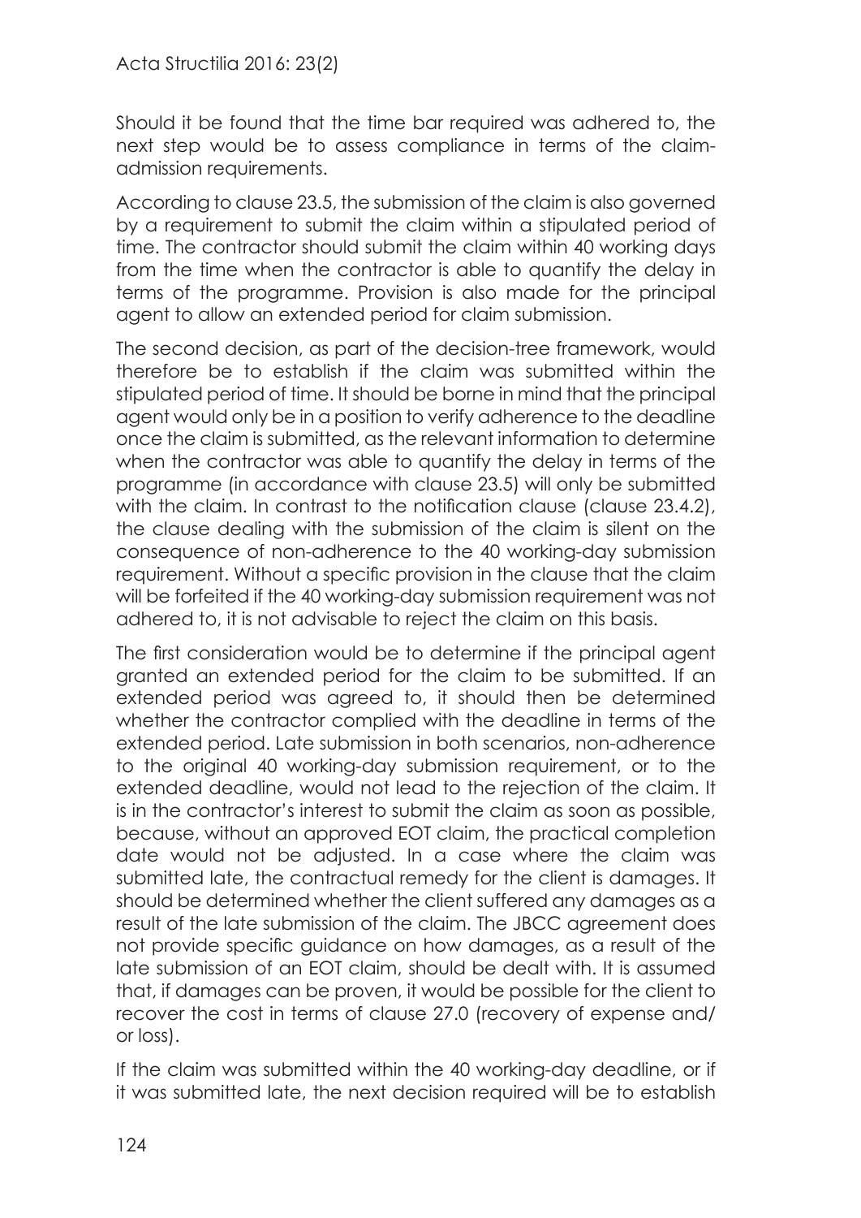Should it be found that the time bar required was adhered to, the next step would be to assess compliance in terms of the claim-admission requirements.

According to clause 23.5, the submission of the claim is also governed by a requirement to submit the claim within a stipulated period of time. The contractor should submit the claim within 40 working days from the time when the contractor is able to quantify the delay in terms of the programme. Provision is also made for the principal agent to allow an extended period for claim submission.

The second decision, as part of the decision-tree framework, would therefore be to establish if the claim was submitted within the stipulated period of time. It should be borne in mind that the principal agent would only be in a position to verify adherence to the deadline once the claim is submitted, as the relevant information to determine when the contractor was able to quantify the delay in terms of the programme (in accordance with clause 23.5) will only be submitted with the claim. In contrast to the notification clause (clause 23.4.2), the clause dealing with the submission of the claim is silent on the consequence of non-adherence to the 40 working-day submission requirement. Without a specific provision in the clause that the claim will be forfeited if the 40 working-day submission requirement was not adhered to, it is not advisable to reject the claim on this basis.

The first consideration would be to determine if the principal agent granted an extended period for the claim to be submitted. If an extended period was agreed to, it should then be determined whether the contractor complied with the deadline in terms of the extended period. Late submission in both scenarios, non-adherence to the original 40 working-day submission requirement, or to the extended deadline, would not lead to the rejection of the claim. It is in the contractor's interest to submit the claim as soon as possible, because, without an approved EOT claim, the practical completion date would not be adjusted. In a case where the claim was submitted late, the contractual remedy for the client is damages. It should be determined whether the client suffered any damages as a result of the late submission of the claim. The JBCC agreement does not provide specific guidance on how damages, as a result of the late submission of an EOT claim, should be dealt with. It is assumed that, if damages can be proven, it would be possible for the client to recover the cost in terms of clause 27.0 (recovery of expense and/or loss).

If the claim was submitted within the 40 working-day deadline, or if it was submitted late, the next decision required will be to establish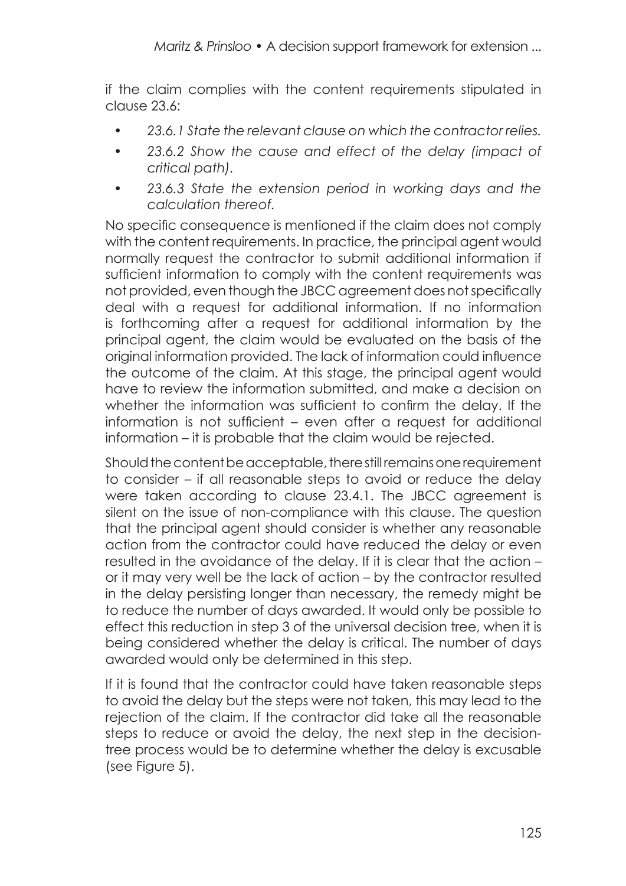if the claim complies with the content requirements stipulated in clause 23.6:

- *23.6.1 State the relevant clause on which the contractor relies.*
- *23.6.2 Show the cause and effect of the delay (impact of critical path).*
- *23.6.3 State the extension period in working days and the calculation thereof.*

No specific consequence is mentioned if the claim does not comply with the content requirements. In practice, the principal agent would normally request the contractor to submit additional information if sufficient information to comply with the content requirements was not provided, even though the JBCC agreement does not specifically deal with a request for additional information. If no information is forthcoming after a request for additional information by the principal agent, the claim would be evaluated on the basis of the original information provided. The lack of information could influence the outcome of the claim. At this stage, the principal agent would have to review the information submitted, and make a decision on whether the information was sufficient to confirm the delay. If the information is not sufficient – even after a request for additional information – it is probable that the claim would be rejected.

Should the content be acceptable, there still remains one requirement to consider – if all reasonable steps to avoid or reduce the delay were taken according to clause 23.4.1. The JBCC agreement is silent on the issue of non-compliance with this clause. The question that the principal agent should consider is whether any reasonable action from the contractor could have reduced the delay or even resulted in the avoidance of the delay. If it is clear that the action – or it may very well be the lack of action – by the contractor resulted in the delay persisting longer than necessary, the remedy might be to reduce the number of days awarded. It would only be possible to effect this reduction in step 3 of the universal decision tree, when it is being considered whether the delay is critical. The number of days awarded would only be determined in this step.

If it is found that the contractor could have taken reasonable steps to avoid the delay but the steps were not taken, this may lead to the rejection of the claim. If the contractor did take all the reasonable steps to reduce or avoid the delay, the next step in the decision-tree process would be to determine whether the delay is excusable (see Figure 5).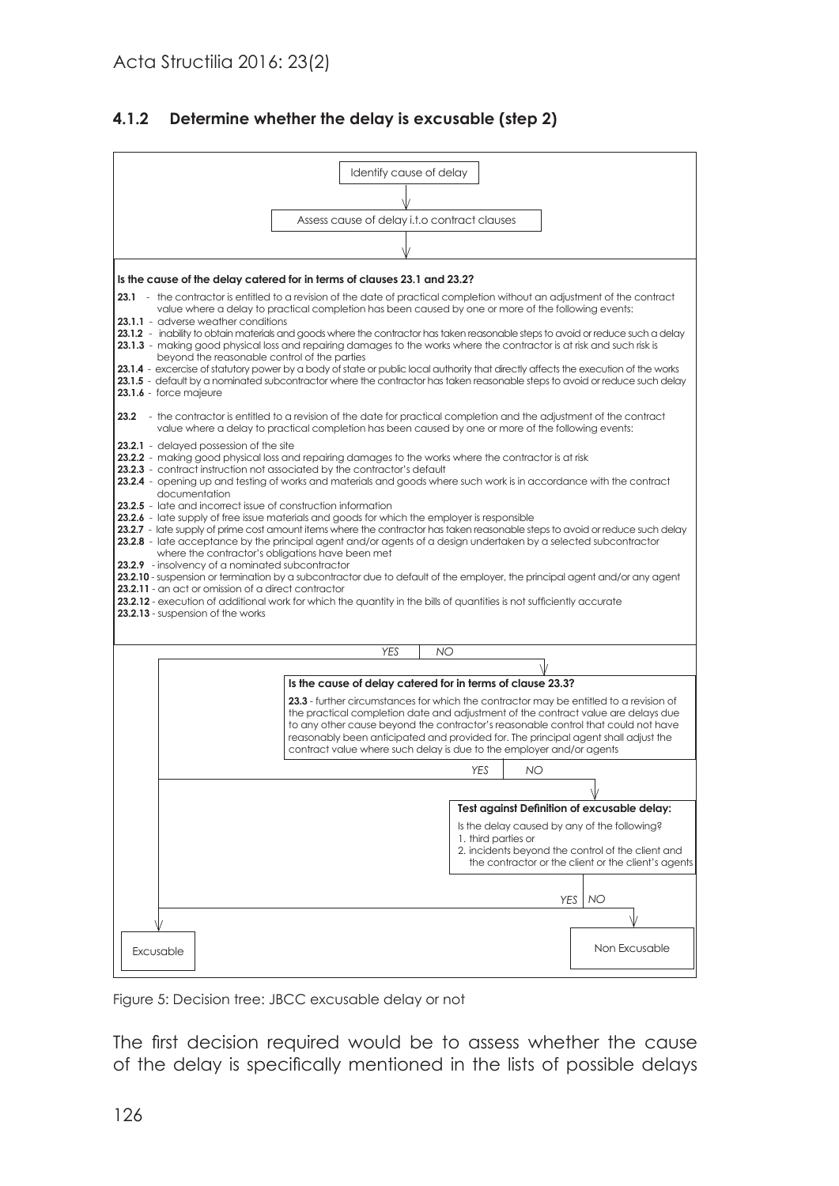### 4.1.2 Determine whether the delay is excusable (step 2)

Identify cause of delay

↓

Assess cause of delay i.t.o contract clauses

↓

**Is the cause of the delay catered for in terms of clauses 23.1 and 23.2?**

**23.1** - the contractor is entitled to a revision of the date of practical completion without an adjustment of the contract value where a delay to practical completion has been caused by one or more of the following events:

**23.1.1** - adverse weather conditions
**23.1.2** - inability to obtain materials and goods where the contractor has taken reasonable steps to avoid or reduce such a delay
**23.1.3** - making good physical loss and repairing damages to the works where the contractor is at risk and such risk is beyond the reasonable control of the parties
**23.1.4** - excercise of statutory power by a body of state or public local authority that directly affects the execution of the works
**23.1.5** - default by a nominated subcontractor where the contractor has taken reasonable steps to avoid or reduce such delay
**23.1.6** - force majeure

**23.2** - the contractor is entitled to a revision of the date for practical completion and the adjustment of the contract value where a delay to practical completion has been caused by one or more of the following events:

**23.2.1** - delayed possession of the site
**23.2.2** - making good physical loss and repairing damages to the works where the contractor is at risk
**23.2.3** - contract instruction not associated by the contractor's default
**23.2.4** - opening up and testing of works and materials and goods where such work is in accordance with the contract documentation
**23.2.5** - late and incorrect issue of construction information
**23.2.6** - late supply of free issue materials and goods for which the employer is responsible
**23.2.7** - late supply of prime cost amount items where the contractor has taken reasonable steps to avoid or reduce such delay
**23.2.8** - late acceptance by the principal agent and/or agents of a design undertaken by a selected subcontractor where the contractor's obligations have been met
**23.2.9** - insolvency of a nominated subcontractor
**23.2.10** - suspension or termination by a subcontractor due to default of the employer, the principal agent and/or any agent
**23.2.11** - an act or omission of a direct contractor
**23.2.12** - execution of additional work for which the quantity in the bills of quantities is not sufficiently accurate
**23.2.13** - suspension of the works

*YES* → Excusable | *NO* ↓

**Is the cause of delay catered for in terms of clause 23.3?**

**23.3** - further circumstances for which the contractor may be entitled to a revision of the practical completion date and adjustment of the contract value are delays due to any other cause beyond the contractor's reasonable control that could not have reasonably been anticipated and provided for. The principal agent shall adjust the contract value where such delay is due to the employer and/or agents

*YES* → Excusable | *NO* ↓

**Test against Definition of excusable delay:**

Is the delay caused by any of the following?
1. third parties or
2. incidents beyond the control of the client and the contractor or the client or the client's agents

*YES* → Excusable | *NO* → Non Excusable

Figure 5: Decision tree: JBCC excusable delay or not

The first decision required would be to assess whether the cause of the delay is specifically mentioned in the lists of possible delays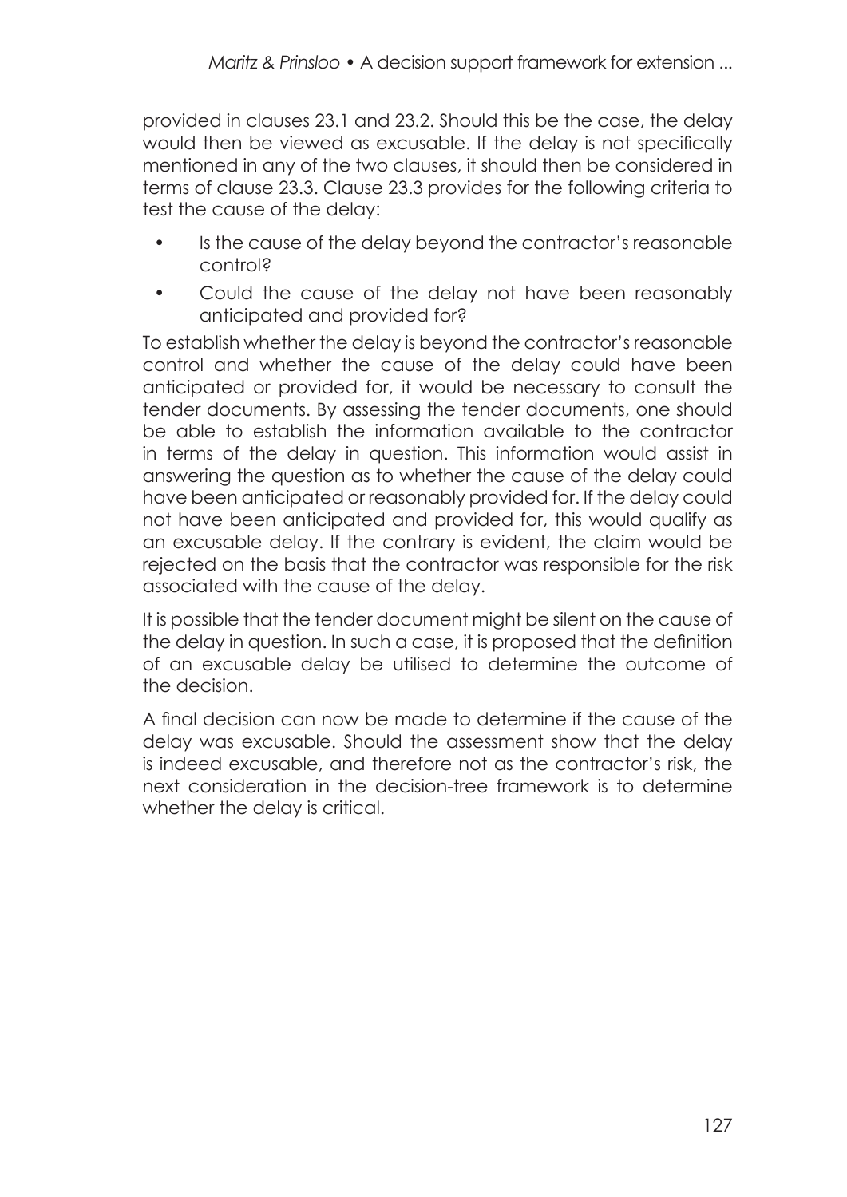provided in clauses 23.1 and 23.2. Should this be the case, the delay would then be viewed as excusable. If the delay is not specifically mentioned in any of the two clauses, it should then be considered in terms of clause 23.3. Clause 23.3 provides for the following criteria to test the cause of the delay:

- Is the cause of the delay beyond the contractor's reasonable control?
- Could the cause of the delay not have been reasonably anticipated and provided for?

To establish whether the delay is beyond the contractor's reasonable control and whether the cause of the delay could have been anticipated or provided for, it would be necessary to consult the tender documents. By assessing the tender documents, one should be able to establish the information available to the contractor in terms of the delay in question. This information would assist in answering the question as to whether the cause of the delay could have been anticipated or reasonably provided for. If the delay could not have been anticipated and provided for, this would qualify as an excusable delay. If the contrary is evident, the claim would be rejected on the basis that the contractor was responsible for the risk associated with the cause of the delay.

It is possible that the tender document might be silent on the cause of the delay in question. In such a case, it is proposed that the definition of an excusable delay be utilised to determine the outcome of the decision.

A final decision can now be made to determine if the cause of the delay was excusable. Should the assessment show that the delay is indeed excusable, and therefore not as the contractor's risk, the next consideration in the decision-tree framework is to determine whether the delay is critical.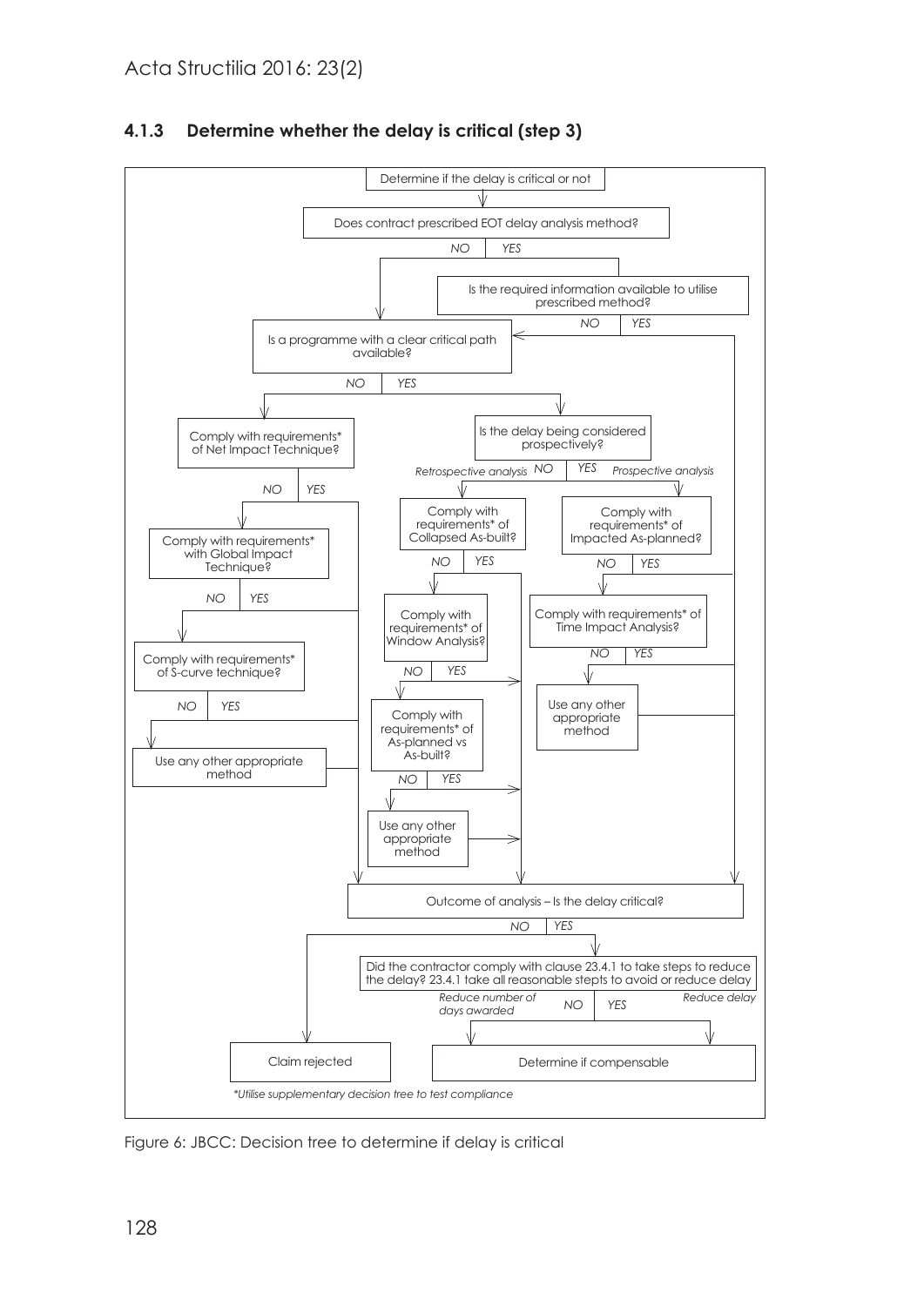### 4.1.3 Determine whether the delay is critical (step 3)

Determine if the delay is critical or not

Does contract prescribed EOT delay analysis method?

*NO* | *YES*

Is the required information available to utilise prescribed method?

*NO* | *YES*

Is a programme with a clear critical path available?

*NO* | *YES*

Comply with requirements* of Net Impact Technique?

*NO* | *YES*

Comply with requirements* with Global Impact Technique?

*NO* | *YES*

Comply with requirements* of S-curve technique?

*NO* | *YES*

Use any other appropriate method

Is the delay being considered prospectively?

*Retrospective analysis* *NO* | *YES* *Prospective analysis*

Comply with requirements* of Collapsed As-built?

*NO* | *YES*

Comply with requirements* of Window Analysis?

*NO* | *YES*

Comply with requirements* of As-planned vs As-built?

*NO* | *YES*

Use any other appropriate method

Comply with requirements* of Impacted As-planned?

*NO* | *YES*

Comply with requirements* of Time Impact Analysis?

*NO* | *YES*

Use any other appropriate method

Outcome of analysis – Is the delay critical?

*NO* | *YES*

Did the contractor comply with clause 23.4.1 to take steps to reduce the delay? 23.4.1 take all reasonable stepts to avoid or reduce delay

*Reduce number of days awarded* *NO* | *YES* *Reduce delay*

Claim rejected

Determine if compensable

*\*Utilise supplementary decision tree to test compliance*

Figure 6: JBCC: Decision tree to determine if delay is critical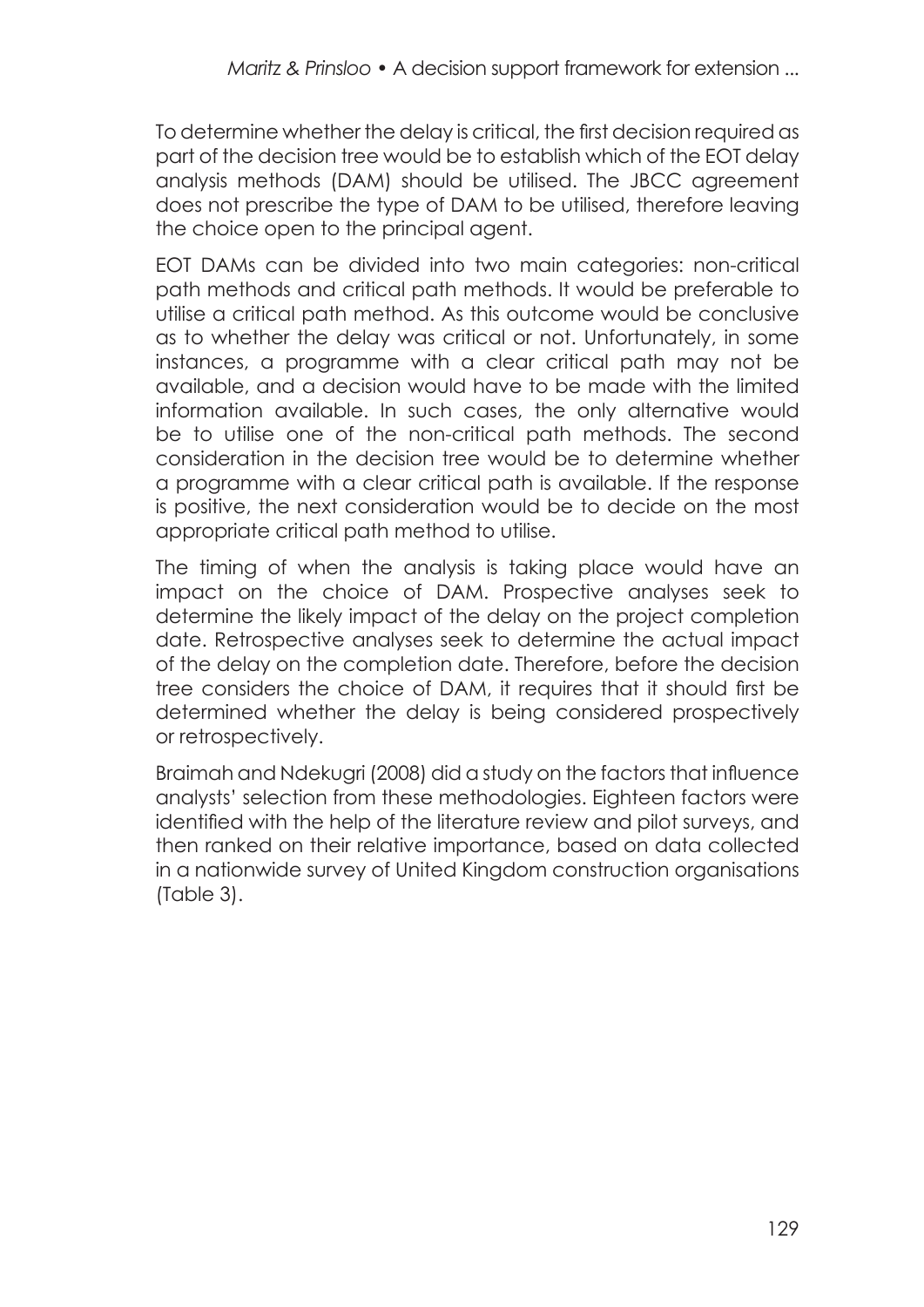To determine whether the delay is critical, the first decision required as part of the decision tree would be to establish which of the EOT delay analysis methods (DAM) should be utilised. The JBCC agreement does not prescribe the type of DAM to be utilised, therefore leaving the choice open to the principal agent.

EOT DAMs can be divided into two main categories: non-critical path methods and critical path methods. It would be preferable to utilise a critical path method. As this outcome would be conclusive as to whether the delay was critical or not. Unfortunately, in some instances, a programme with a clear critical path may not be available, and a decision would have to be made with the limited information available. In such cases, the only alternative would be to utilise one of the non-critical path methods. The second consideration in the decision tree would be to determine whether a programme with a clear critical path is available. If the response is positive, the next consideration would be to decide on the most appropriate critical path method to utilise.

The timing of when the analysis is taking place would have an impact on the choice of DAM. Prospective analyses seek to determine the likely impact of the delay on the project completion date. Retrospective analyses seek to determine the actual impact of the delay on the completion date. Therefore, before the decision tree considers the choice of DAM, it requires that it should first be determined whether the delay is being considered prospectively or retrospectively.

Braimah and Ndekugri (2008) did a study on the factors that influence analysts' selection from these methodologies. Eighteen factors were identified with the help of the literature review and pilot surveys, and then ranked on their relative importance, based on data collected in a nationwide survey of United Kingdom construction organisations (Table 3).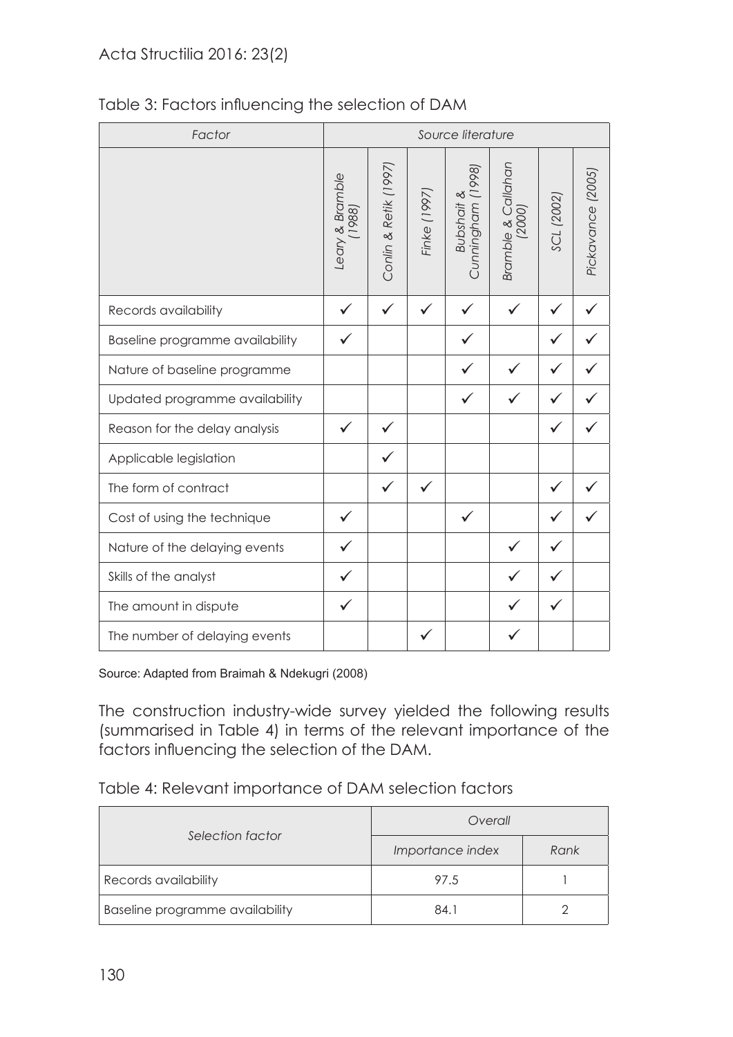Table 3: Factors influencing the selection of DAM

| *Factor* | *Source literature* | | | | | | |
|---|---|---|---|---|---|---|---|
| | *Leary & Bramble (1988)* | *Conlin & Retik (1997)* | *Finke (1997)* | *Bubshait & Cunningham (1998)* | *Bramble & Callahan (2000)* | *SCL (2002)* | *Pickavance (2005)* |
| Records availability | ✓ | ✓ | ✓ | ✓ | ✓ | ✓ | ✓ |
| Baseline programme availability | ✓ | | | ✓ | | ✓ | ✓ |
| Nature of baseline programme | | | | ✓ | ✓ | ✓ | ✓ |
| Updated programme availability | | | | ✓ | ✓ | ✓ | ✓ |
| Reason for the delay analysis | ✓ | ✓ | | | | ✓ | ✓ |
| Applicable legislation | | ✓ | | | | | |
| The form of contract | | ✓ | ✓ | | | ✓ | ✓ |
| Cost of using the technique | ✓ | | | ✓ | | ✓ | ✓ |
| Nature of the delaying events | ✓ | | | | ✓ | ✓ | |
| Skills of the analyst | ✓ | | | | ✓ | ✓ | |
| The amount in dispute | ✓ | | | | ✓ | ✓ | |
| The number of delaying events | | | ✓ | | ✓ | | |

Source: Adapted from Braimah & Ndekugri (2008)

The construction industry-wide survey yielded the following results (summarised in Table 4) in terms of the relevant importance of the factors influencing the selection of the DAM.

Table 4: Relevant importance of DAM selection factors

| *Selection factor* | *Overall* | |
|---|---|---|
| | *Importance index* | *Rank* |
| Records availability | 97.5 | 1 |
| Baseline programme availability | 84.1 | 2 |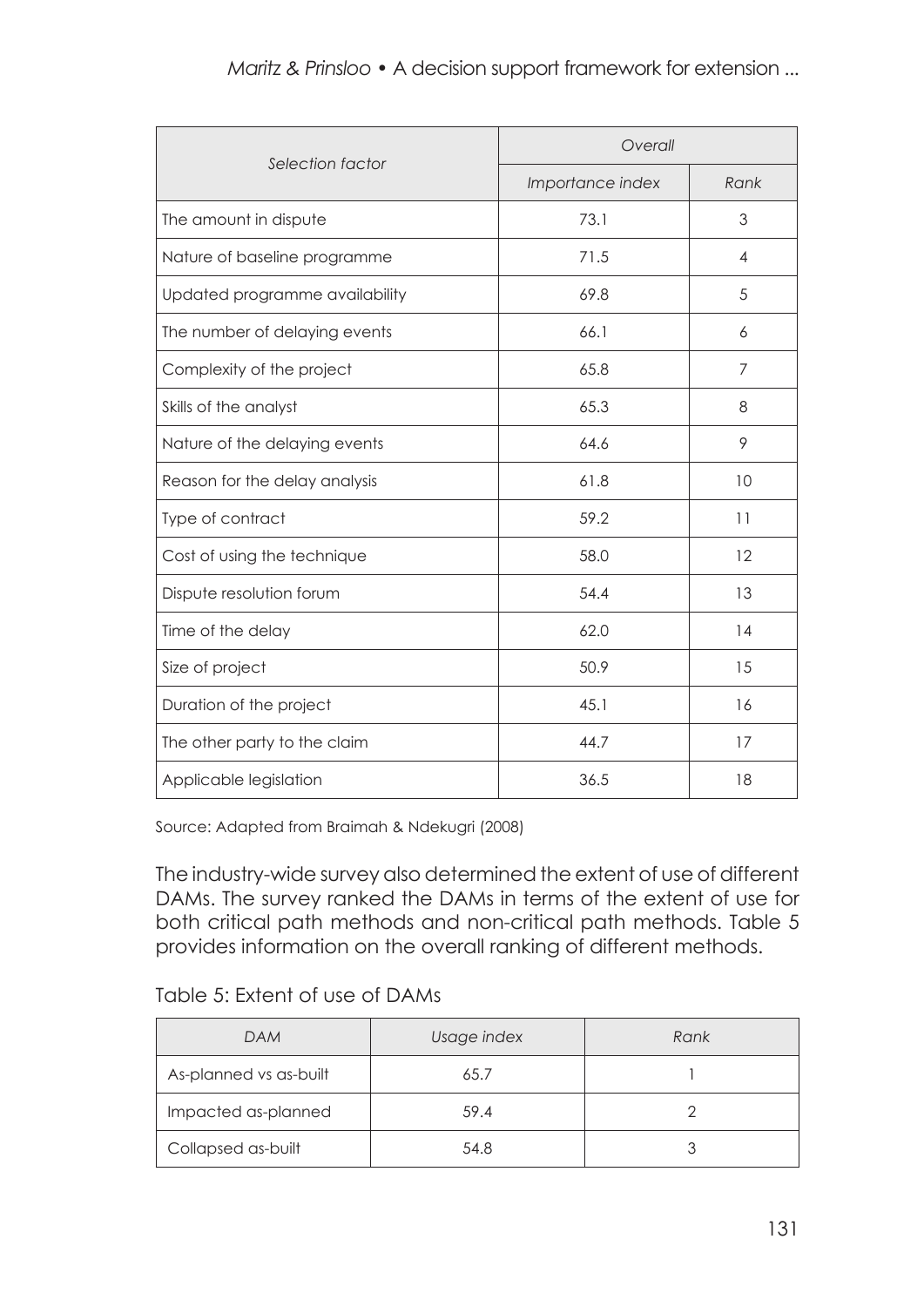| Selection factor | Overall | |
|---|---|---|
| | Importance index | Rank |
| The amount in dispute | 73.1 | 3 |
| Nature of baseline programme | 71.5 | 4 |
| Updated programme availability | 69.8 | 5 |
| The number of delaying events | 66.1 | 6 |
| Complexity of the project | 65.8 | 7 |
| Skills of the analyst | 65.3 | 8 |
| Nature of the delaying events | 64.6 | 9 |
| Reason for the delay analysis | 61.8 | 10 |
| Type of contract | 59.2 | 11 |
| Cost of using the technique | 58.0 | 12 |
| Dispute resolution forum | 54.4 | 13 |
| Time of the delay | 62.0 | 14 |
| Size of project | 50.9 | 15 |
| Duration of the project | 45.1 | 16 |
| The other party to the claim | 44.7 | 17 |
| Applicable legislation | 36.5 | 18 |

Source: Adapted from Braimah & Ndekugri (2008)

The industry-wide survey also determined the extent of use of different DAMs. The survey ranked the DAMs in terms of the extent of use for both critical path methods and non-critical path methods. Table 5 provides information on the overall ranking of different methods.

Table 5: Extent of use of DAMs

| DAM | Usage index | Rank |
|---|---|---|
| As-planned vs as-built | 65.7 | 1 |
| Impacted as-planned | 59.4 | 2 |
| Collapsed as-built | 54.8 | 3 |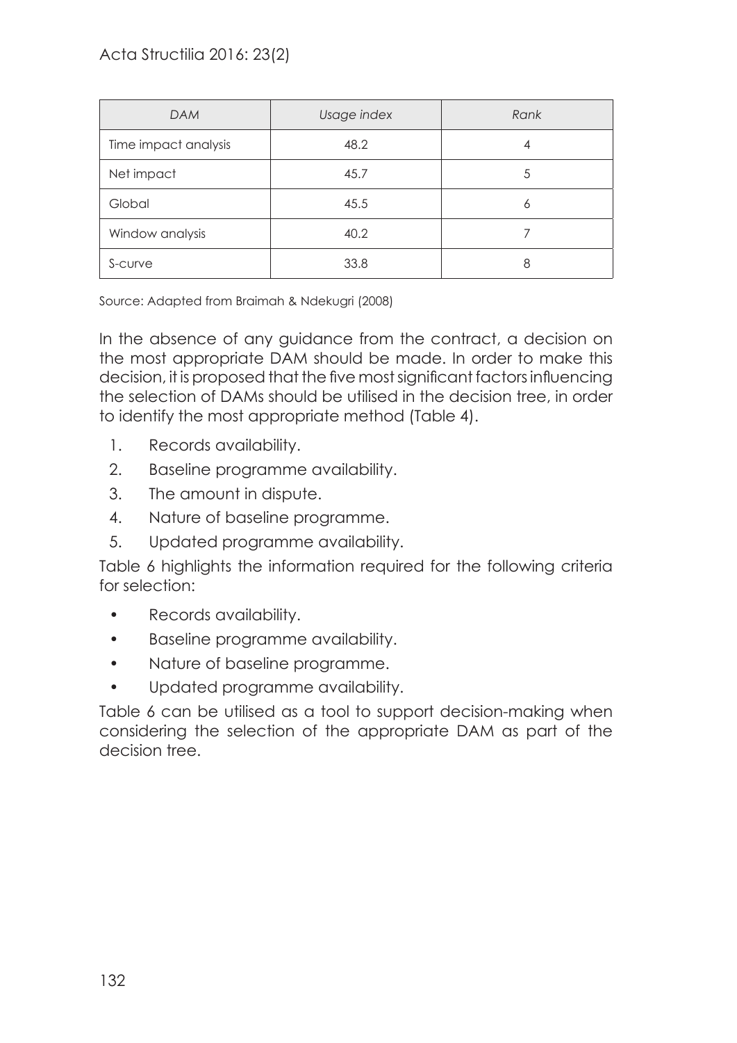| *DAM* | *Usage index* | *Rank* |
|---|---|---|
| Time impact analysis | 48.2 | 4 |
| Net impact | 45.7 | 5 |
| Global | 45.5 | 6 |
| Window analysis | 40.2 | 7 |
| S-curve | 33.8 | 8 |

Source: Adapted from Braimah & Ndekugri (2008)

In the absence of any guidance from the contract, a decision on the most appropriate DAM should be made. In order to make this decision, it is proposed that the five most significant factors influencing the selection of DAMs should be utilised in the decision tree, in order to identify the most appropriate method (Table 4).

1. Records availability.
2. Baseline programme availability.
3. The amount in dispute.
4. Nature of baseline programme.
5. Updated programme availability.

Table 6 highlights the information required for the following criteria for selection:

- Records availability.
- Baseline programme availability.
- Nature of baseline programme.
- Updated programme availability.

Table 6 can be utilised as a tool to support decision-making when considering the selection of the appropriate DAM as part of the decision tree.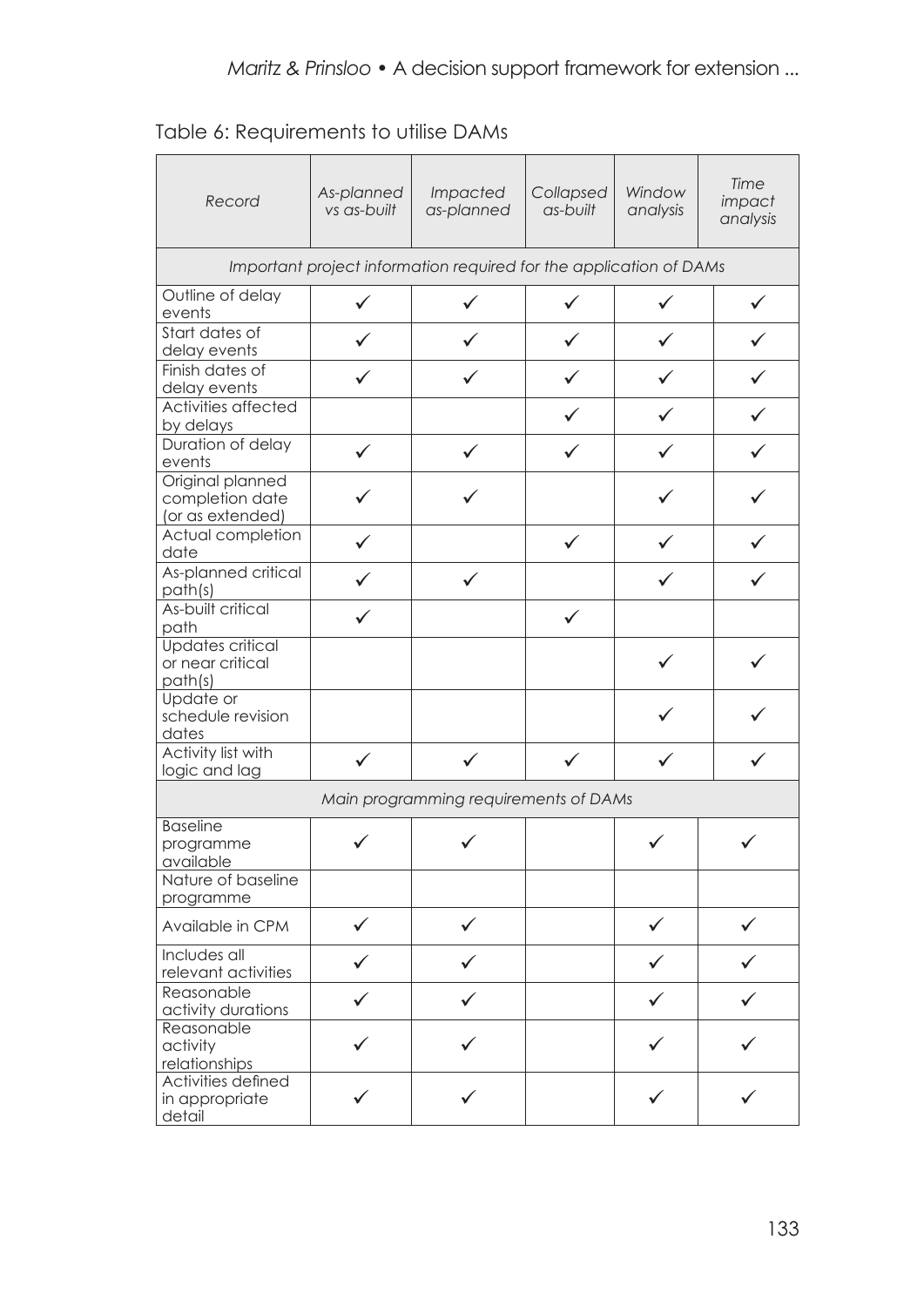Table 6: Requirements to utilise DAMs

| *Record* | *As-planned vs as-built* | *Impacted as-planned* | *Collapsed as-built* | *Window analysis* | *Time impact analysis* |
|---|---|---|---|---|---|
| *Important project information required for the application of DAMs* | | | | | |
| Outline of delay events | ✓ | ✓ | ✓ | ✓ | ✓ |
| Start dates of delay events | ✓ | ✓ | ✓ | ✓ | ✓ |
| Finish dates of delay events | ✓ | ✓ | ✓ | ✓ | ✓ |
| Activities affected by delays | | | ✓ | ✓ | ✓ |
| Duration of delay events | ✓ | ✓ | ✓ | ✓ | ✓ |
| Original planned completion date (or as extended) | ✓ | ✓ | | ✓ | ✓ |
| Actual completion date | ✓ | | ✓ | ✓ | ✓ |
| As-planned critical path(s) | ✓ | ✓ | | ✓ | ✓ |
| As-built critical path | ✓ | | ✓ | | |
| Updates critical or near critical path(s) | | | | ✓ | ✓ |
| Update or schedule revision dates | | | | ✓ | ✓ |
| Activity list with logic and lag | ✓ | ✓ | ✓ | ✓ | ✓ |
| *Main programming requirements of DAMs* | | | | | |
| Baseline programme available | ✓ | ✓ | | ✓ | ✓ |
| Nature of baseline programme | | | | | |
| Available in CPM | ✓ | ✓ | | ✓ | ✓ |
| Includes all relevant activities | ✓ | ✓ | | ✓ | ✓ |
| Reasonable activity durations | ✓ | ✓ | | ✓ | ✓ |
| Reasonable activity relationships | ✓ | ✓ | | ✓ | ✓ |
| Activities defined in appropriate detail | ✓ | ✓ | | ✓ | ✓ |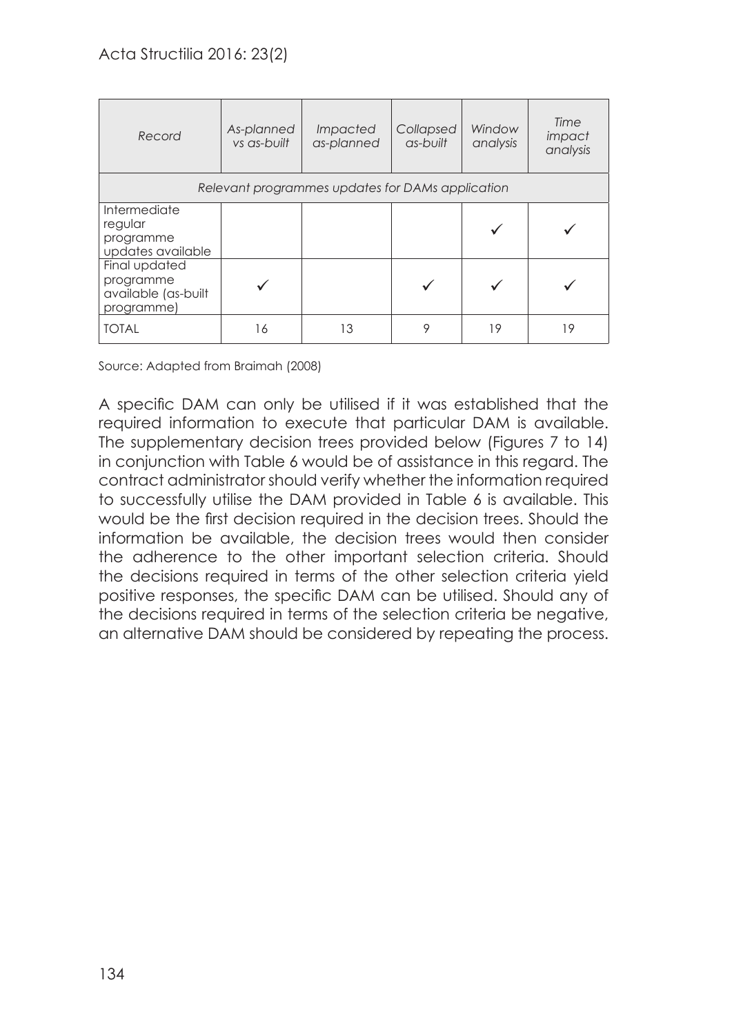| *Record* | *As-planned vs as-built* | *Impacted as-planned* | *Collapsed as-built* | *Window analysis* | *Time impact analysis* |
|---|---|---|---|---|---|
| *Relevant programmes updates for DAMs application* | | | | | |
| Intermediate regular programme updates available | | | | ✓ | ✓ |
| Final updated programme available (as-built programme) | ✓ | | ✓ | ✓ | ✓ |
| TOTAL | 16 | 13 | 9 | 19 | 19 |

Source: Adapted from Braimah (2008)

A specific DAM can only be utilised if it was established that the required information to execute that particular DAM is available. The supplementary decision trees provided below (Figures 7 to 14) in conjunction with Table 6 would be of assistance in this regard. The contract administrator should verify whether the information required to successfully utilise the DAM provided in Table 6 is available. This would be the first decision required in the decision trees. Should the information be available, the decision trees would then consider the adherence to the other important selection criteria. Should the decisions required in terms of the other selection criteria yield positive responses, the specific DAM can be utilised. Should any of the decisions required in terms of the selection criteria be negative, an alternative DAM should be considered by repeating the process.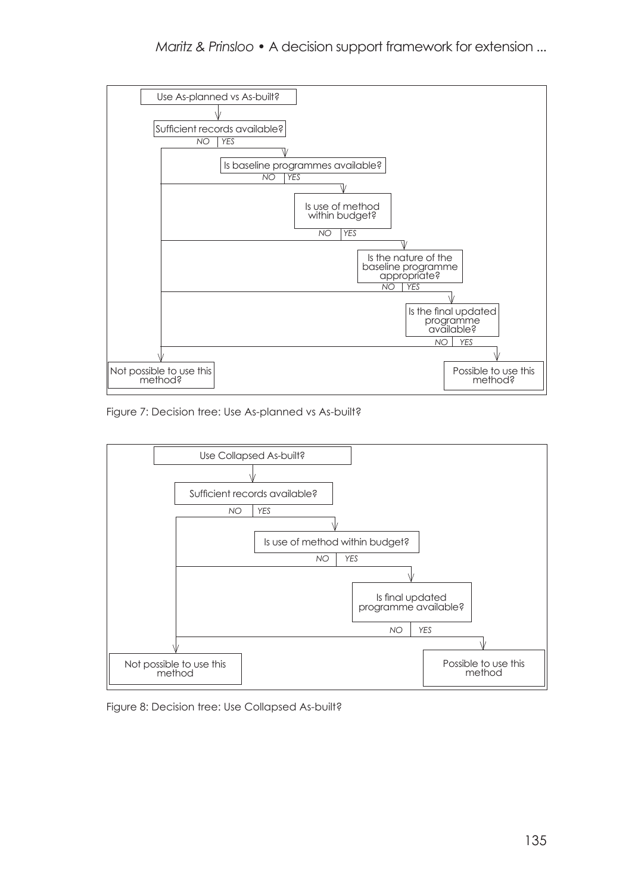Use As-planned vs As-built?

Sufficient records available?

*NO* | *YES*

Is baseline programmes available?

*NO* | *YES*

Is use of method within budget?

*NO* | *YES*

Is the nature of the baseline programme appropriate?

*NO* | *YES*

Is the final updated programme available?

*NO* | *YES*

Not possible to use this method?

Possible to use this method?

Figure 7: Decision tree: Use As-planned vs As-built?

Use Collapsed As-built?

Sufficient records available?

*NO* | *YES*

Is use of method within budget?

*NO* | *YES*

Is final updated programme available?

*NO* | *YES*

Not possible to use this method

Possible to use this method

Figure 8: Decision tree: Use Collapsed As-built?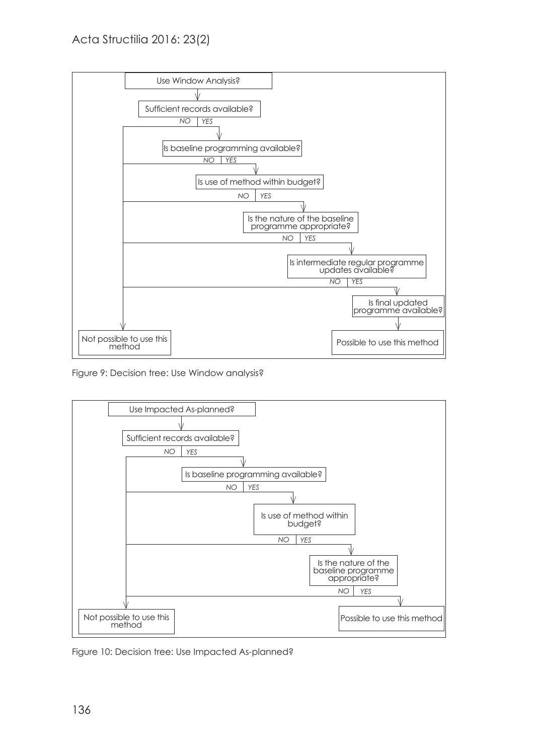Use Window Analysis?

Sufficient records available?

*NO* | *YES*

Is baseline programming available?

*NO* | *YES*

Is use of method within budget?

*NO* | *YES*

Is the nature of the baseline programme appropriate?

*NO* | *YES*

Is intermediate regular programme updates available?

*NO* | *YES*

Is final updated programme available?

Not possible to use this method

Possible to use this method

Figure 9: Decision tree: Use Window analysis?

Use Impacted As-planned?

Sufficient records available?

*NO* | *YES*

Is baseline programming available?

*NO* | *YES*

Is use of method within budget?

*NO* | *YES*

Is the nature of the baseline programme appropriate?

*NO* | *YES*

Not possible to use this method

Possible to use this method

Figure 10: Decision tree: Use Impacted As-planned?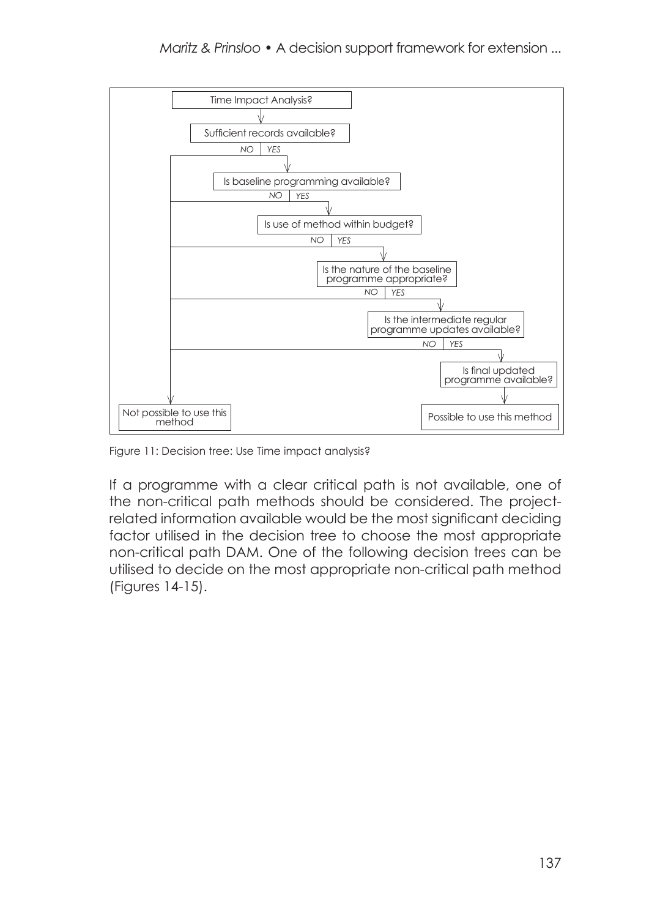Time Impact Analysis?

- Sufficient records available?
  - NO → Not possible to use this method
  - YES → Is baseline programming available?
    - NO → Not possible to use this method
    - YES → Is use of method within budget?
      - NO → Not possible to use this method
      - YES → Is the nature of the baseline programme appropriate?
        - NO → Not possible to use this method
        - YES → Is the intermediate regular programme updates available?
          - NO → Not possible to use this method
          - YES → Is final updated programme available? → Possible to use this method

Figure 11: Decision tree: Use Time impact analysis?

If a programme with a clear critical path is not available, one of the non-critical path methods should be considered. The project-related information available would be the most significant deciding factor utilised in the decision tree to choose the most appropriate non-critical path DAM. One of the following decision trees can be utilised to decide on the most appropriate non-critical path method (Figures 14-15).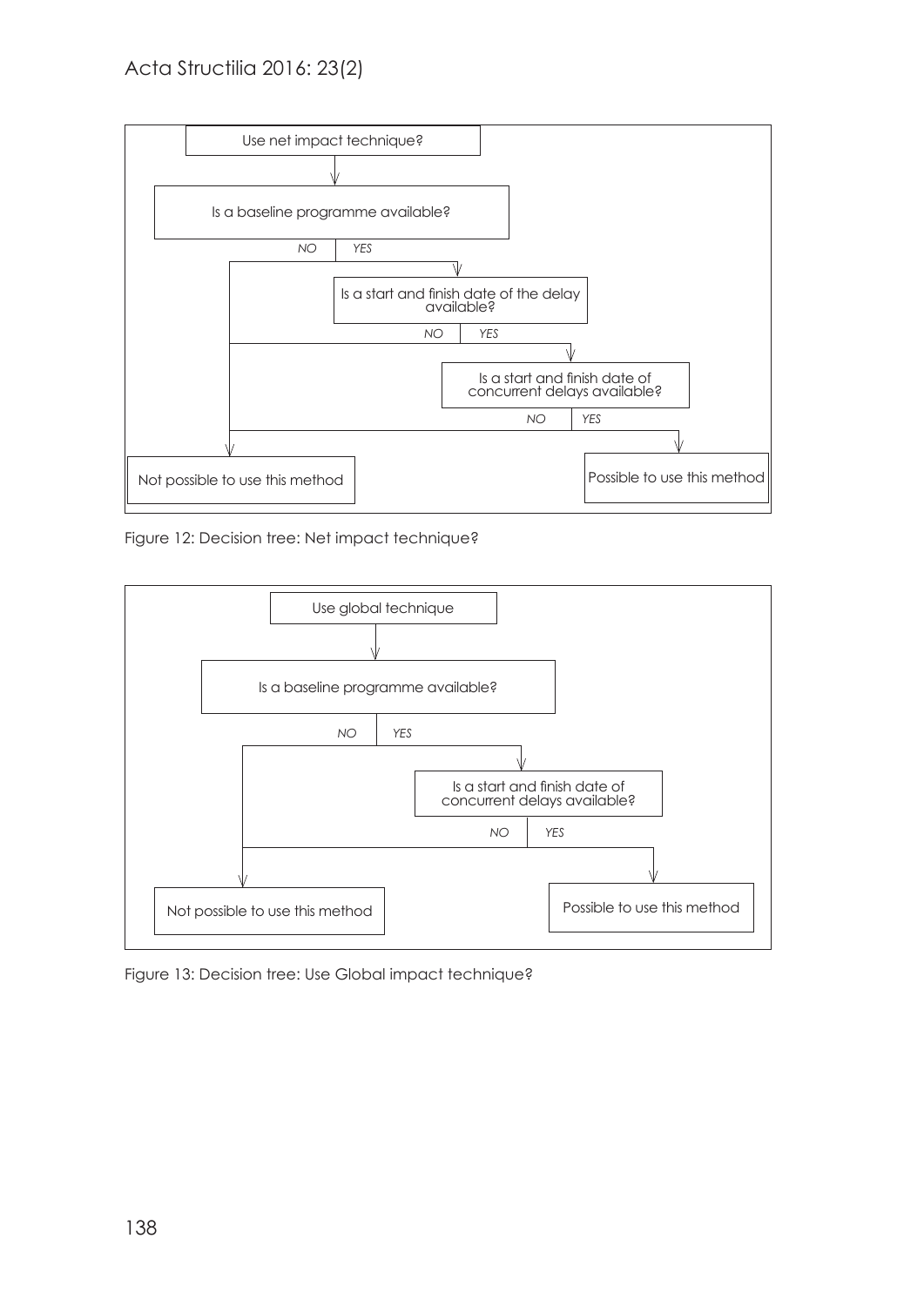Use net impact technique?

Is a baseline programme available?

NO | YES

Is a start and finish date of the delay available?

NO | YES

Is a start and finish date of concurrent delays available?

NO | YES

Not possible to use this method

Possible to use this method

Figure 12: Decision tree: Net impact technique?

Use global technique

Is a baseline programme available?

NO | YES

Is a start and finish date of concurrent delays available?

NO | YES

Not possible to use this method

Possible to use this method

Figure 13: Decision tree: Use Global impact technique?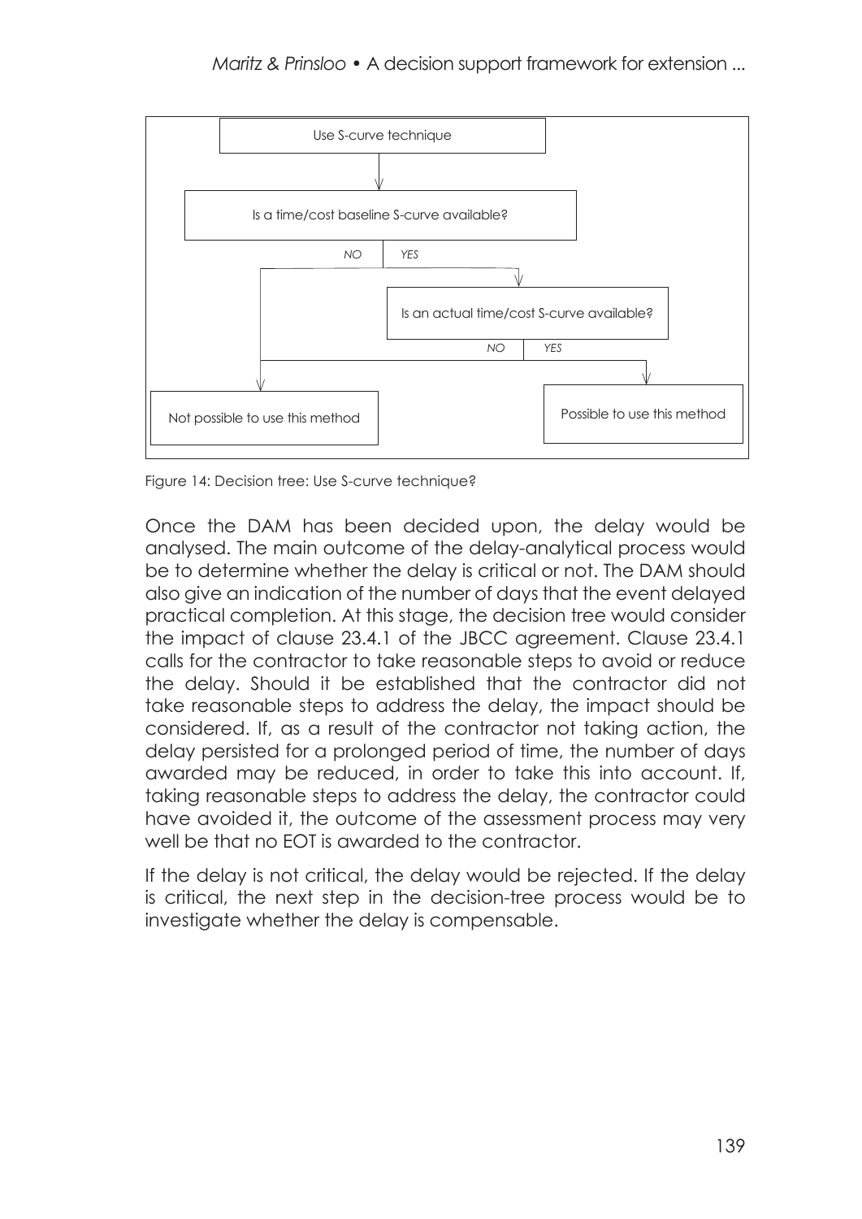Use S-curve technique

Is a time/cost baseline S-curve available?

NO | YES

Is an actual time/cost S-curve available?

NO | YES

Not possible to use this method

Possible to use this method

Figure 14: Decision tree: Use S-curve technique?

Once the DAM has been decided upon, the delay would be analysed. The main outcome of the delay-analytical process would be to determine whether the delay is critical or not. The DAM should also give an indication of the number of days that the event delayed practical completion. At this stage, the decision tree would consider the impact of clause 23.4.1 of the JBCC agreement. Clause 23.4.1 calls for the contractor to take reasonable steps to avoid or reduce the delay. Should it be established that the contractor did not take reasonable steps to address the delay, the impact should be considered. If, as a result of the contractor not taking action, the delay persisted for a prolonged period of time, the number of days awarded may be reduced, in order to take this into account. If, taking reasonable steps to address the delay, the contractor could have avoided it, the outcome of the assessment process may very well be that no EOT is awarded to the contractor.

If the delay is not critical, the delay would be rejected. If the delay is critical, the next step in the decision-tree process would be to investigate whether the delay is compensable.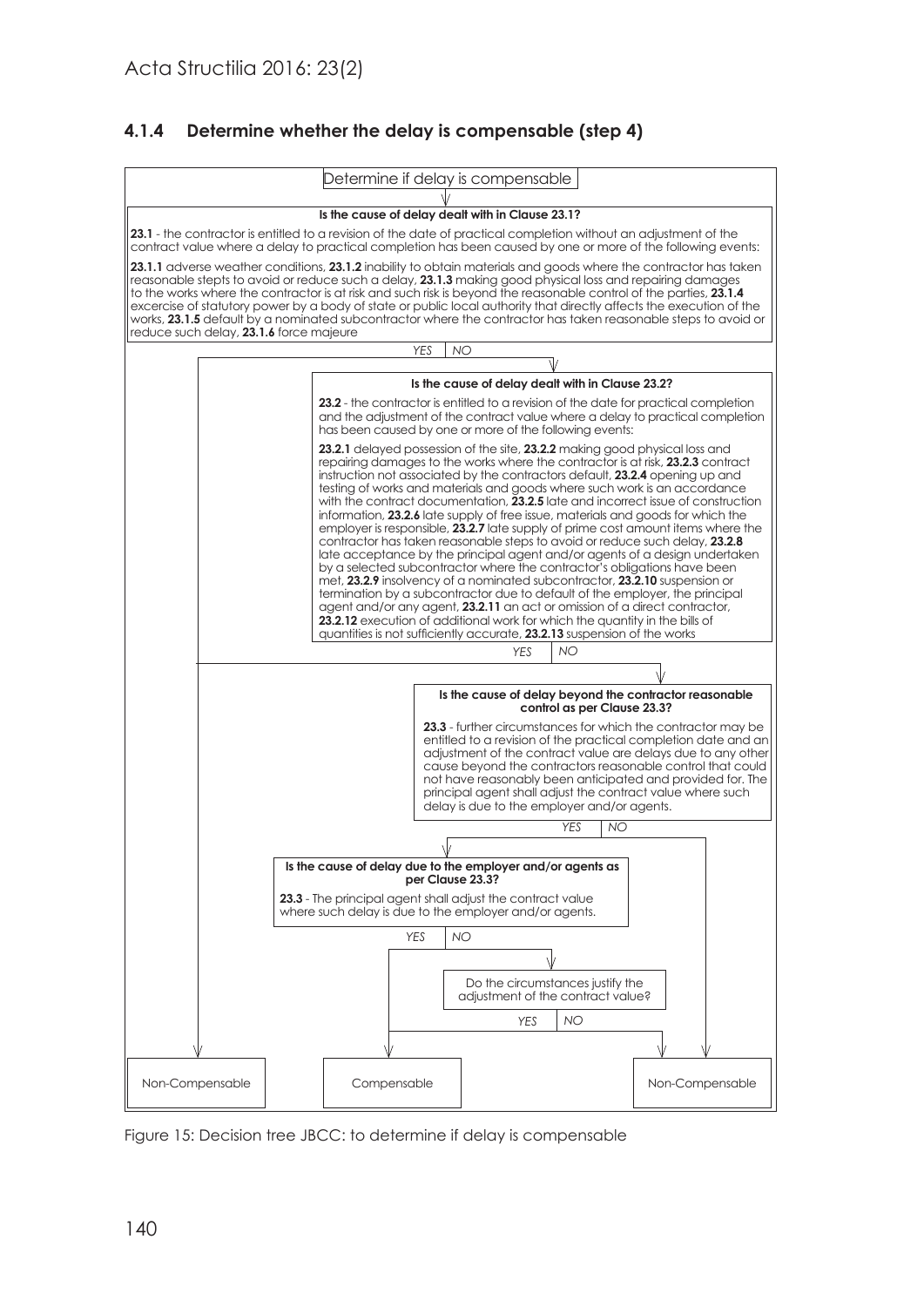### 4.1.4 Determine whether the delay is compensable (step 4)

Determine if delay is compensable

**Is the cause of delay dealt with in Clause 23.1?**

**23.1** - the contractor is entitled to a revision of the date of practical completion without an adjustment of the contract value where a delay to practical completion has been caused by one or more of the following events:

**23.1.1** adverse weather conditions, **23.1.2** inability to obtain materials and goods where the contractor has taken reasonable stepts to avoid or reduce such a delay, **23.1.3** making good physical loss and repairing damages to the works where the contractor is at risk and such risk is beyond the reasonable control of the parties, **23.1.4** excercise of statutory power by a body of state or public local authority that directly affects the execution of the works, **23.1.5** default by a nominated subcontractor where the contractor has taken reasonable steps to avoid or reduce such delay, **23.1.6** force majeure

*YES* → Non-Compensable | *NO* ↓

**Is the cause of delay dealt with in Clause 23.2?**

**23.2** - the contractor is entitled to a revision of the date for practical completion and the adjustment of the contract value where a delay to practical completion has been caused by one or more of the following events:

**23.2.1** delayed possession of the site, **23.2.2** making good physical loss and repairing damages to the works where the contractor is at risk, **23.2.3** contract instruction not associated by the contractors default, **23.2.4** opening up and testing of works and materials and goods where such work is an accordance with the contract documentation, **23.2.5** late and incorrect issue of construction information, **23.2.6** late supply of free issue, materials and goods for which the employer is responsible, **23.2.7** late supply of prime cost amount items where the contractor has taken reasonable steps to avoid or reduce such delay, **23.2.8** late acceptance by the principal agent and/or agents of a design undertaken by a selected subcontractor where the contractor's obligations have been met, **23.2.9** insolvency of a nominated subcontractor, **23.2.10** suspension or termination by a subcontractor due to default of the employer, the principal agent and/or any agent, **23.2.11** an act or omission of a direct contractor, **23.2.12** execution of additional work for which the quantity in the bills of quantities is not sufficiently accurate, **23.2.13** suspension of the works

*YES* → Non-Compensable | *NO* ↓

**Is the cause of delay beyond the contractor reasonable control as per Clause 23.3?**

**23.3** - further circumstances for which the contractor may be entitled to a revision of the practical completion date and an adjustment of the contract value are delays due to any other cause beyond the contractors reasonable control that could not have reasonably been anticipated and provided for. The principal agent shall adjust the contract value where such delay is due to the employer and/or agents.

*YES* ↓ | *NO* → Non-Compensable

**Is the cause of delay due to the employer and/or agents as per Clause 23.3?**

**23.3** - The principal agent shall adjust the contract value where such delay is due to the employer and/or agents.

*YES* → Compensable | *NO* ↓

Do the circumstances justify the adjustment of the contract value?

*YES* → Compensable | *NO* → Non-Compensable

Non-Compensable | Compensable | Non-Compensable

Figure 15: Decision tree JBCC: to determine if delay is compensable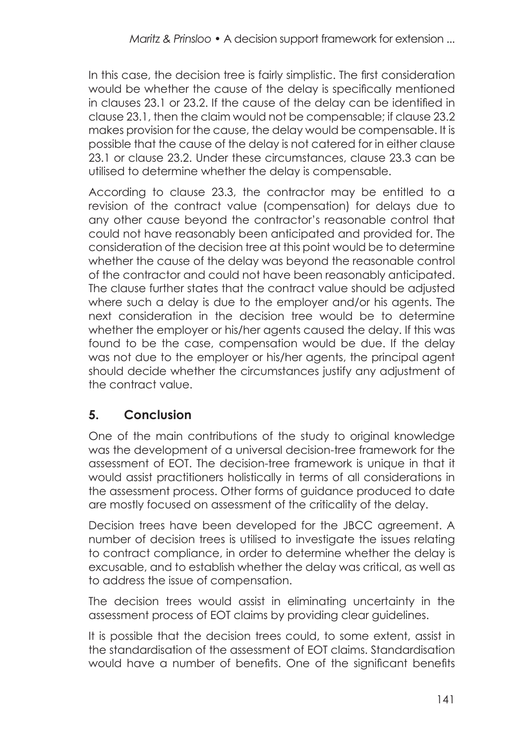In this case, the decision tree is fairly simplistic. The first consideration would be whether the cause of the delay is specifically mentioned in clauses 23.1 or 23.2. If the cause of the delay can be identified in clause 23.1, then the claim would not be compensable; if clause 23.2 makes provision for the cause, the delay would be compensable. It is possible that the cause of the delay is not catered for in either clause 23.1 or clause 23.2. Under these circumstances, clause 23.3 can be utilised to determine whether the delay is compensable.

According to clause 23.3, the contractor may be entitled to a revision of the contract value (compensation) for delays due to any other cause beyond the contractor's reasonable control that could not have reasonably been anticipated and provided for. The consideration of the decision tree at this point would be to determine whether the cause of the delay was beyond the reasonable control of the contractor and could not have been reasonably anticipated. The clause further states that the contract value should be adjusted where such a delay is due to the employer and/or his agents. The next consideration in the decision tree would be to determine whether the employer or his/her agents caused the delay. If this was found to be the case, compensation would be due. If the delay was not due to the employer or his/her agents, the principal agent should decide whether the circumstances justify any adjustment of the contract value.

## 5. Conclusion

One of the main contributions of the study to original knowledge was the development of a universal decision-tree framework for the assessment of EOT. The decision-tree framework is unique in that it would assist practitioners holistically in terms of all considerations in the assessment process. Other forms of guidance produced to date are mostly focused on assessment of the criticality of the delay.

Decision trees have been developed for the JBCC agreement. A number of decision trees is utilised to investigate the issues relating to contract compliance, in order to determine whether the delay is excusable, and to establish whether the delay was critical, as well as to address the issue of compensation.

The decision trees would assist in eliminating uncertainty in the assessment process of EOT claims by providing clear guidelines.

It is possible that the decision trees could, to some extent, assist in the standardisation of the assessment of EOT claims. Standardisation would have a number of benefits. One of the significant benefits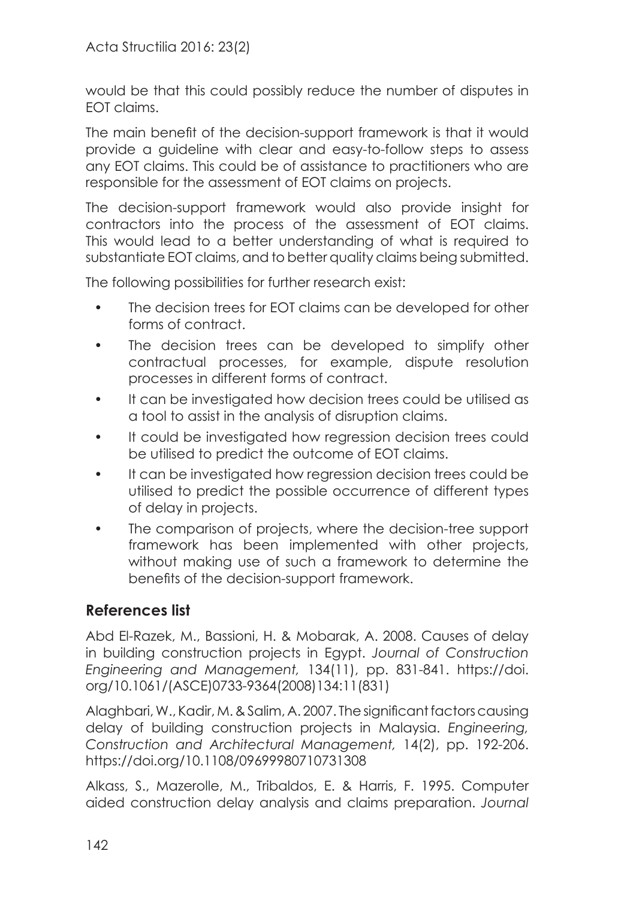would be that this could possibly reduce the number of disputes in EOT claims.

The main benefit of the decision-support framework is that it would provide a guideline with clear and easy-to-follow steps to assess any EOT claims. This could be of assistance to practitioners who are responsible for the assessment of EOT claims on projects.

The decision-support framework would also provide insight for contractors into the process of the assessment of EOT claims. This would lead to a better understanding of what is required to substantiate EOT claims, and to better quality claims being submitted.

The following possibilities for further research exist:

- The decision trees for EOT claims can be developed for other forms of contract.
- The decision trees can be developed to simplify other contractual processes, for example, dispute resolution processes in different forms of contract.
- It can be investigated how decision trees could be utilised as a tool to assist in the analysis of disruption claims.
- It could be investigated how regression decision trees could be utilised to predict the outcome of EOT claims.
- It can be investigated how regression decision trees could be utilised to predict the possible occurrence of different types of delay in projects.
- The comparison of projects, where the decision-tree support framework has been implemented with other projects, without making use of such a framework to determine the benefits of the decision-support framework.

## References list

Abd El-Razek, M., Bassioni, H. & Mobarak, A. 2008. Causes of delay in building construction projects in Egypt. *Journal of Construction Engineering and Management,* 134(11), pp. 831-841. https://doi.org/10.1061/(ASCE)0733-9364(2008)134:11(831)

Alaghbari, W., Kadir, M. & Salim, A. 2007. The significant factors causing delay of building construction projects in Malaysia. *Engineering, Construction and Architectural Management,* 14(2), pp. 192-206. https://doi.org/10.1108/09699980710731308

Alkass, S., Mazerolle, M., Tribaldos, E. & Harris, F. 1995. Computer aided construction delay analysis and claims preparation. *Journal*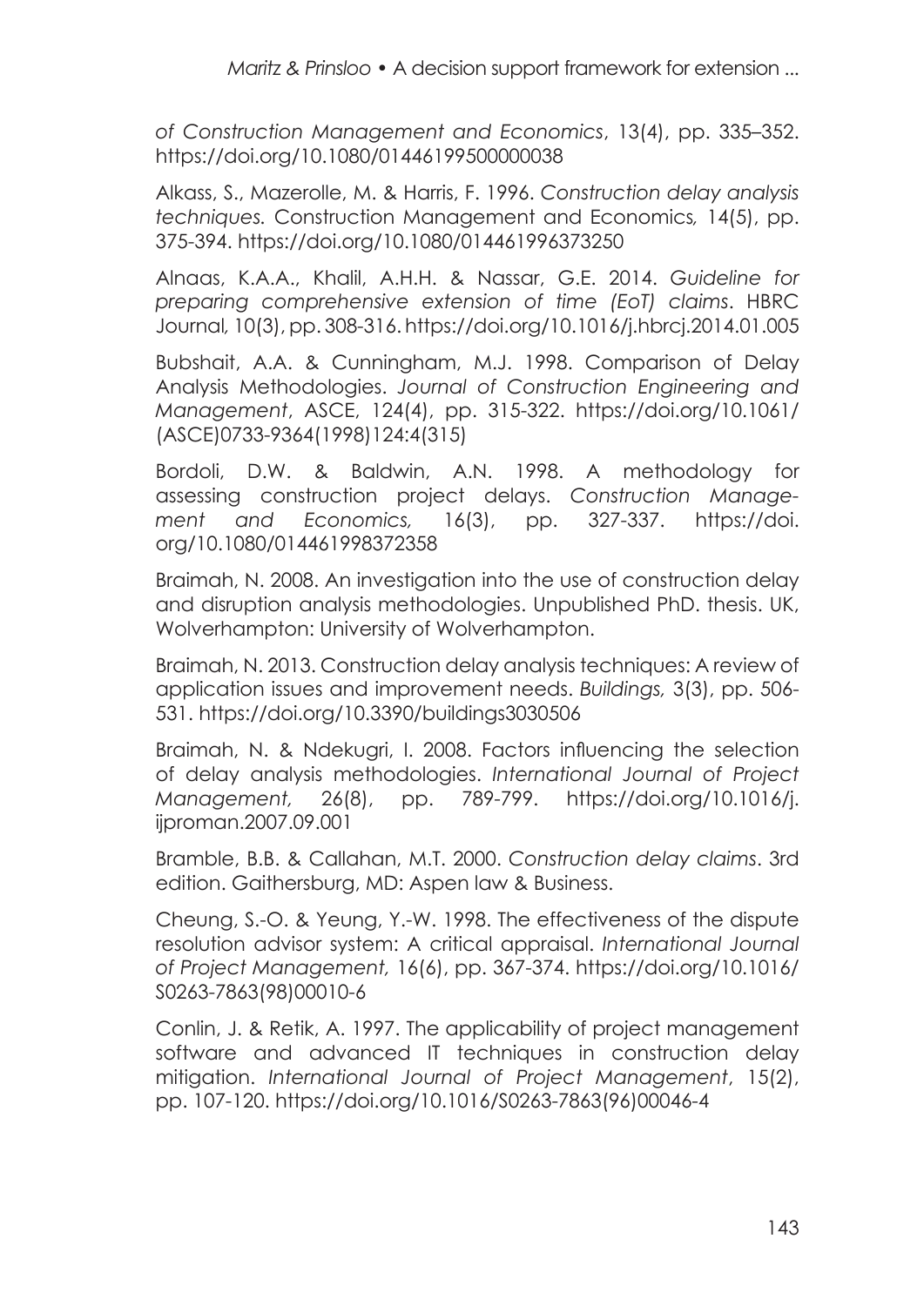*of Construction Management and Economics*, 13(4), pp. 335–352. https://doi.org/10.1080/01446199500000038

Alkass, S., Mazerolle, M. & Harris, F. 1996. *Construction delay analysis techniques.* Construction Management and Economics*,* 14(5), pp. 375-394. https://doi.org/10.1080/014461996373250

Alnaas, K.A.A., Khalil, A.H.H. & Nassar, G.E. 2014. *Guideline for preparing comprehensive extension of time (EoT) claims*. HBRC Journal*,* 10(3), pp. 308-316. https://doi.org/10.1016/j.hbrcj.2014.01.005

Bubshait, A.A. & Cunningham, M.J. 1998. Comparison of Delay Analysis Methodologies. *Journal of Construction Engineering and Management*, ASCE, 124(4), pp. 315-322. https://doi.org/10.1061/(ASCE)0733-9364(1998)124:4(315)

Bordoli, D.W. & Baldwin, A.N. 1998. A methodology for assessing construction project delays. *Construction Management and Economics,* 16(3), pp. 327-337. https://doi.org/10.1080/014461998372358

Braimah, N. 2008. An investigation into the use of construction delay and disruption analysis methodologies. Unpublished PhD. thesis. UK, Wolverhampton: University of Wolverhampton.

Braimah, N. 2013. Construction delay analysis techniques: A review of application issues and improvement needs. *Buildings,* 3(3), pp. 506-531. https://doi.org/10.3390/buildings3030506

Braimah, N. & Ndekugri, I. 2008. Factors influencing the selection of delay analysis methodologies. *International Journal of Project Management,* 26(8), pp. 789-799. https://doi.org/10.1016/j.ijproman.2007.09.001

Bramble, B.B. & Callahan, M.T. 2000. *Construction delay claims*. 3rd edition. Gaithersburg, MD: Aspen law & Business.

Cheung, S.-O. & Yeung, Y.-W. 1998. The effectiveness of the dispute resolution advisor system: A critical appraisal. *International Journal of Project Management,* 16(6), pp. 367-374. https://doi.org/10.1016/S0263-7863(98)00010-6

Conlin, J. & Retik, A. 1997. The applicability of project management software and advanced IT techniques in construction delay mitigation. *International Journal of Project Management*, 15(2), pp. 107-120. https://doi.org/10.1016/S0263-7863(96)00046-4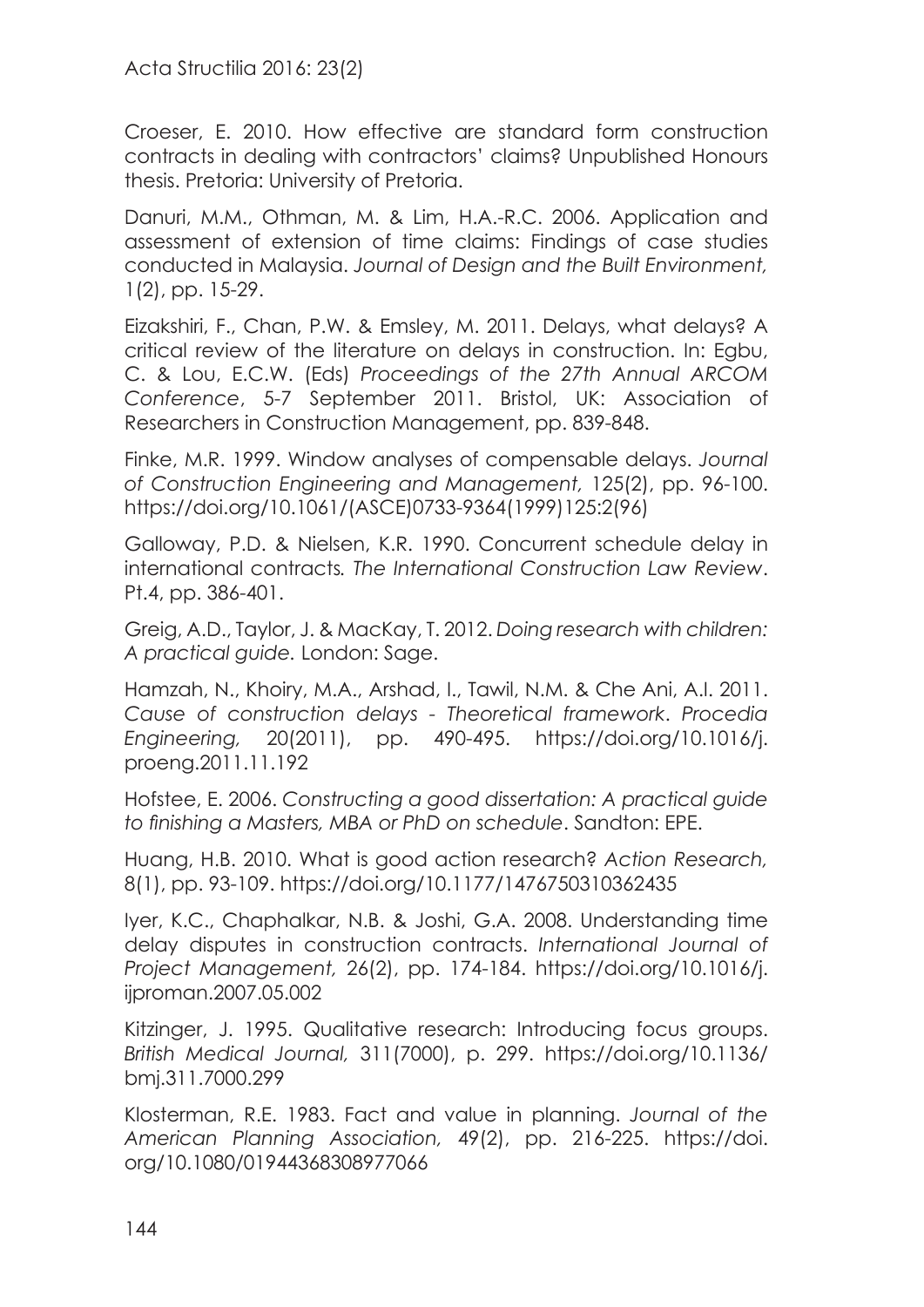Croeser, E. 2010. How effective are standard form construction contracts in dealing with contractors' claims? Unpublished Honours thesis. Pretoria: University of Pretoria.

Danuri, M.M., Othman, M. & Lim, H.A.-R.C. 2006. Application and assessment of extension of time claims: Findings of case studies conducted in Malaysia. *Journal of Design and the Built Environment,* 1(2), pp. 15-29.

Eizakshiri, F., Chan, P.W. & Emsley, M. 2011. Delays, what delays? A critical review of the literature on delays in construction. In: Egbu, C. & Lou, E.C.W. (Eds) *Proceedings of the 27th Annual ARCOM Conference*, 5-7 September 2011. Bristol, UK: Association of Researchers in Construction Management, pp. 839-848.

Finke, M.R. 1999. Window analyses of compensable delays. *Journal of Construction Engineering and Management,* 125(2), pp. 96-100. https://doi.org/10.1061/(ASCE)0733-9364(1999)125:2(96)

Galloway, P.D. & Nielsen, K.R. 1990. Concurrent schedule delay in international contracts*. The International Construction Law Review*. Pt.4, pp. 386-401.

Greig, A.D., Taylor, J. & MacKay, T. 2012. *Doing research with children: A practical guide.* London: Sage.

Hamzah, N., Khoiry, M.A., Arshad, I., Tawil, N.M. & Che Ani, A.I. 2011. *Cause of construction delays - Theoretical framework*. *Procedia Engineering,* 20(2011), pp. 490-495. https://doi.org/10.1016/j.proeng.2011.11.192

Hofstee, E. 2006. *Constructing a good dissertation: A practical guide to finishing a Masters, MBA or PhD on schedule*. Sandton: EPE.

Huang, H.B. 2010. What is good action research? *Action Research,* 8(1), pp. 93-109. https://doi.org/10.1177/1476750310362435

Iyer, K.C., Chaphalkar, N.B. & Joshi, G.A. 2008. Understanding time delay disputes in construction contracts. *International Journal of Project Management,* 26(2), pp. 174-184. https://doi.org/10.1016/j.ijproman.2007.05.002

Kitzinger, J. 1995. Qualitative research: Introducing focus groups. *British Medical Journal,* 311(7000), p. 299. https://doi.org/10.1136/bmj.311.7000.299

Klosterman, R.E. 1983. Fact and value in planning. *Journal of the American Planning Association,* 49(2), pp. 216-225. https://doi.org/10.1080/01944368308977066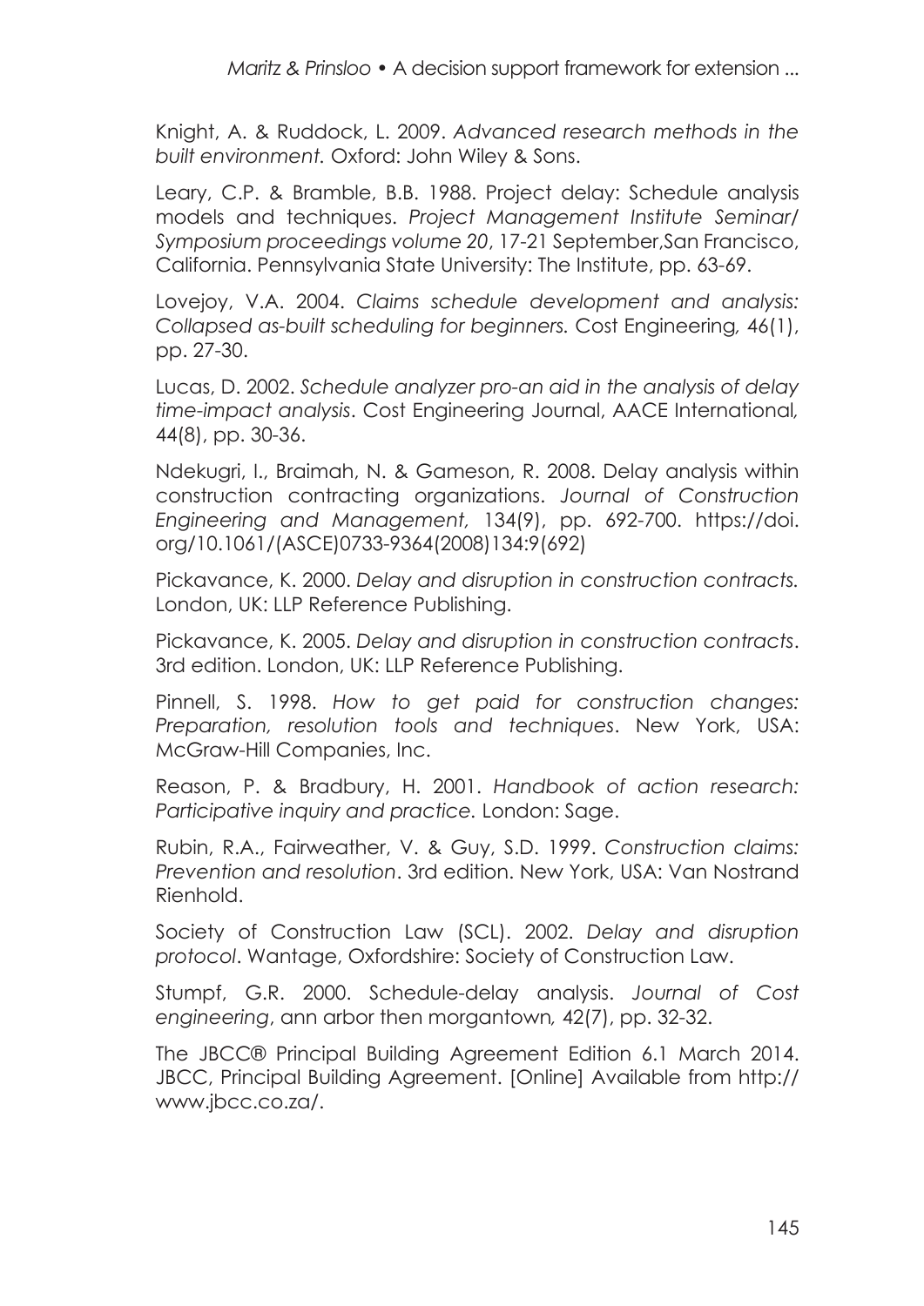Knight, A. & Ruddock, L. 2009. *Advanced research methods in the built environment.* Oxford: John Wiley & Sons.

Leary, C.P. & Bramble, B.B. 1988. Project delay: Schedule analysis models and techniques. *Project Management Institute Seminar/ Symposium proceedings volume 20*, 17-21 September,San Francisco, California. Pennsylvania State University: The Institute, pp. 63-69.

Lovejoy, V.A. 2004. *Claims schedule development and analysis: Collapsed as-built scheduling for beginners.* Cost Engineering*,* 46(1), pp. 27-30.

Lucas, D. 2002. *Schedule analyzer pro-an aid in the analysis of delay time-impact analysis*. Cost Engineering Journal, AACE International*,* 44(8), pp. 30-36.

Ndekugri, I., Braimah, N. & Gameson, R. 2008. Delay analysis within construction contracting organizations. *Journal of Construction Engineering and Management,* 134(9), pp. 692-700. https://doi.org/10.1061/(ASCE)0733-9364(2008)134:9(692)

Pickavance, K. 2000. *Delay and disruption in construction contracts.* London, UK: LLP Reference Publishing.

Pickavance, K. 2005. *Delay and disruption in construction contracts*. 3rd edition. London, UK: LLP Reference Publishing.

Pinnell, S. 1998. *How to get paid for construction changes: Preparation, resolution tools and techniques*. New York, USA: McGraw-Hill Companies, Inc.

Reason, P. & Bradbury, H. 2001. *Handbook of action research: Participative inquiry and practice.* London: Sage.

Rubin, R.A., Fairweather, V. & Guy, S.D. 1999. *Construction claims: Prevention and resolution*. 3rd edition. New York, USA: Van Nostrand Rienhold.

Society of Construction Law (SCL). 2002. *Delay and disruption protocol*. Wantage, Oxfordshire: Society of Construction Law.

Stumpf, G.R. 2000. Schedule-delay analysis. *Journal of Cost engineering*, ann arbor then morgantown*,* 42(7), pp. 32-32.

The JBCC® Principal Building Agreement Edition 6.1 March 2014. JBCC, Principal Building Agreement. [Online] Available from http://www.jbcc.co.za/.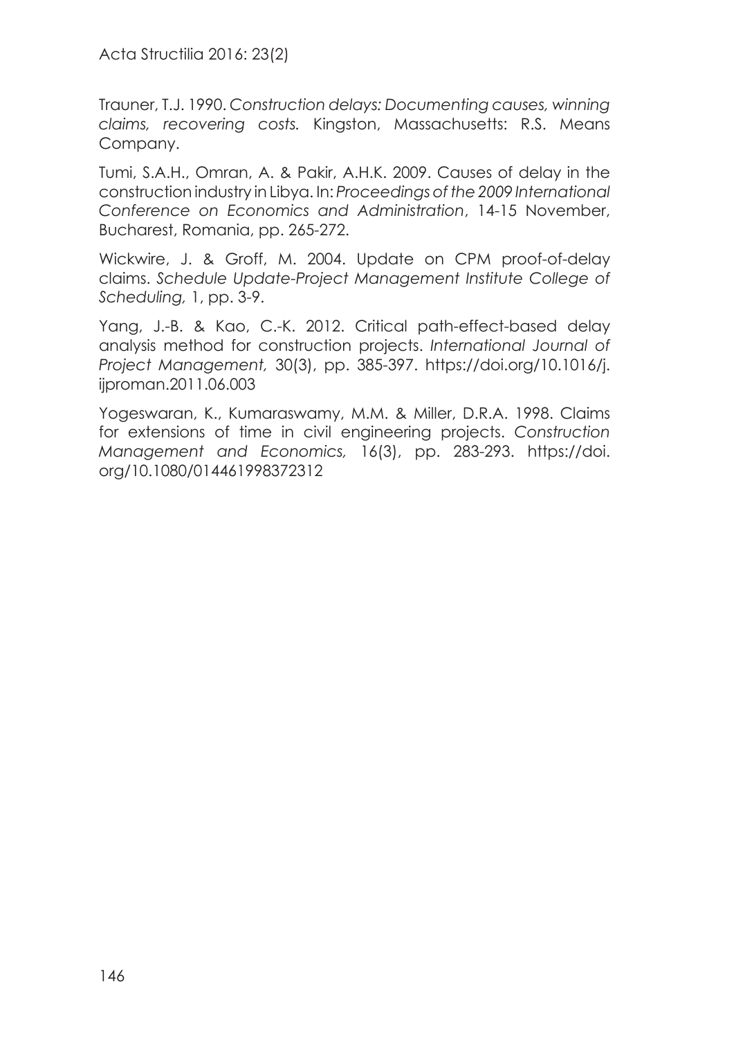Trauner, T.J. 1990. *Construction delays: Documenting causes, winning claims, recovering costs.* Kingston, Massachusetts: R.S. Means Company.

Tumi, S.A.H., Omran, A. & Pakir, A.H.K. 2009. Causes of delay in the construction industry in Libya. In: *Proceedings of the 2009 International Conference on Economics and Administration*, 14-15 November, Bucharest, Romania, pp. 265-272.

Wickwire, J. & Groff, M. 2004. Update on CPM proof-of-delay claims. *Schedule Update-Project Management Institute College of Scheduling,* 1, pp. 3-9.

Yang, J.-B. & Kao, C.-K. 2012. Critical path-effect-based delay analysis method for construction projects. *International Journal of Project Management,* 30(3), pp. 385-397. https://doi.org/10.1016/j.ijproman.2011.06.003

Yogeswaran, K., Kumaraswamy, M.M. & Miller, D.R.A. 1998. Claims for extensions of time in civil engineering projects. *Construction Management and Economics,* 16(3), pp. 283-293. https://doi.org/10.1080/014461998372312